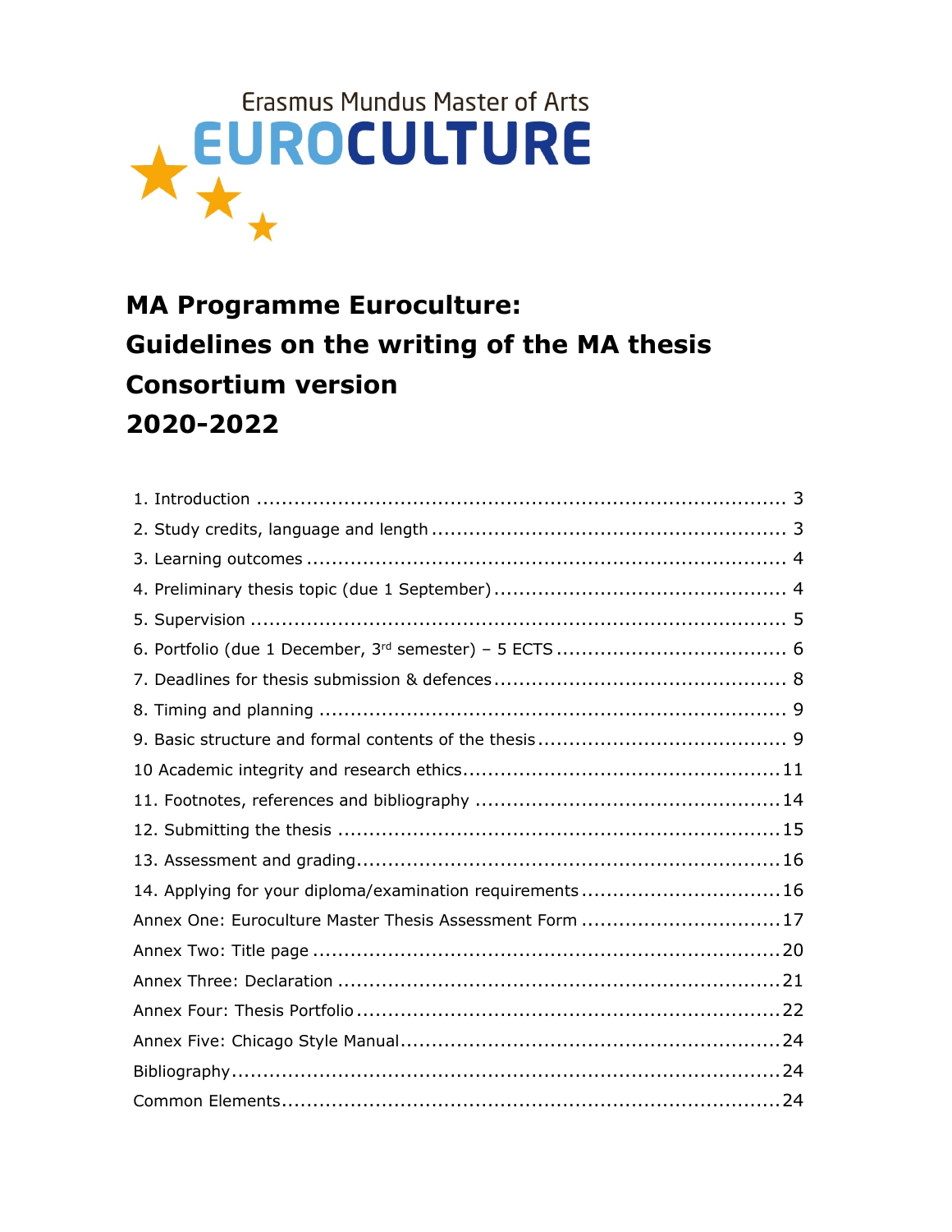Erasmus Mundus Master of Arts

EUROCULTURE

# MA Programme Euroculture: Guidelines on the writing of the MA thesis Consortium version 2020-2022

1. Introduction ..... 3
2. Study credits, language and length ..... 3
3. Learning outcomes ..... 4
4. Preliminary thesis topic (due 1 September) ..... 4
5. Supervision ..... 5
6. Portfolio (due 1 December, 3rd semester) – 5 ECTS ..... 6
7. Deadlines for thesis submission & defences ..... 8
8. Timing and planning ..... 9
9. Basic structure and formal contents of the thesis ..... 9
10 Academic integrity and research ethics ..... 11
11. Footnotes, references and bibliography ..... 14
12. Submitting the thesis ..... 15
13. Assessment and grading ..... 16
14. Applying for your diploma/examination requirements ..... 16
Annex One: Euroculture Master Thesis Assessment Form ..... 17
Annex Two: Title page ..... 20
Annex Three: Declaration ..... 21
Annex Four: Thesis Portfolio ..... 22
Annex Five: Chicago Style Manual ..... 24
Bibliography ..... 24
Common Elements ..... 24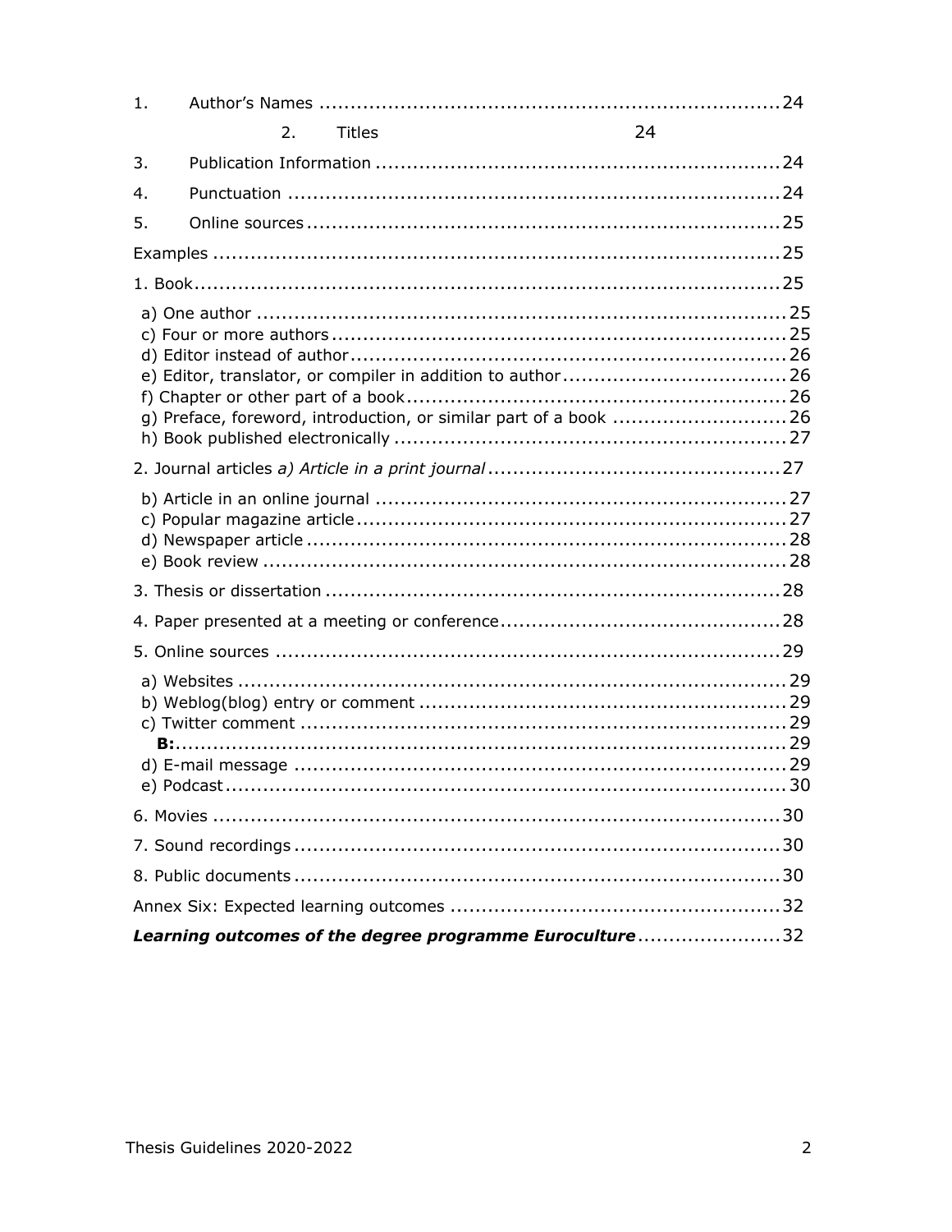1. Author's Names ........................................................................24

2. Titles 24

3. Publication Information ...............................................................24

4. Punctuation .............................................................................24

5. Online sources ..........................................................................25

Examples ........................................................................................25

1. Book...........................................................................................25

a) One author .................................................................................25
c) Four or more authors ....................................................................25
d) Editor instead of author..................................................................26
e) Editor, translator, or compiler in addition to author ................................26
f) Chapter or other part of a book.........................................................26
g) Preface, foreword, introduction, or similar part of a book ........................26
h) Book published electronically ...........................................................27

2. Journal articles *a) Article in a print journal* ..............................................27

b) Article in an online journal ..............................................................27
c) Popular magazine article .................................................................27
d) Newspaper article .........................................................................28
e) Book review ................................................................................28

3. Thesis or dissertation ......................................................................28

4. Paper presented at a meeting or conference............................................28

5. Online sources ..............................................................................29

a) Websites .....................................................................................29
b) Weblog(blog) entry or comment ........................................................29
c) Twitter comment ...........................................................................29
**B:**.................................................................................................29
d) E-mail message ............................................................................29
e) Podcast.......................................................................................30

6. Movies .........................................................................................30

7. Sound recordings ............................................................................30

8. Public documents............................................................................30

Annex Six: Expected learning outcomes ....................................................32

***Learning outcomes of the degree programme Euroculture***......................32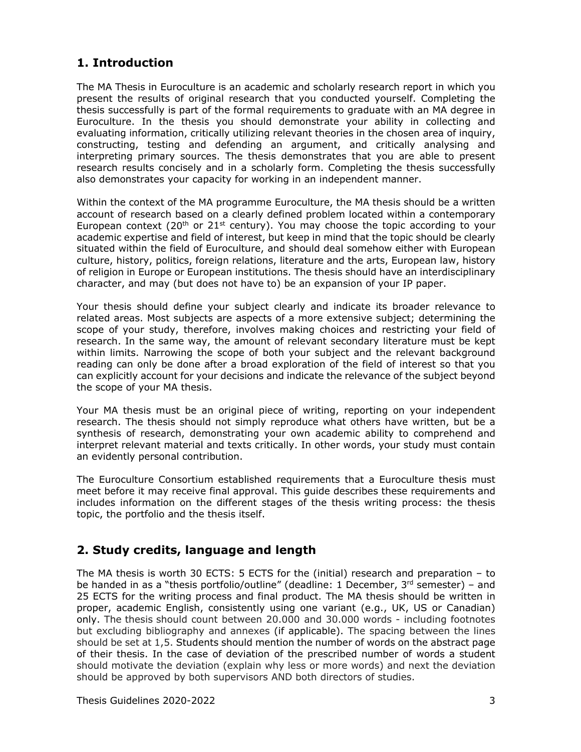## 1. Introduction

The MA Thesis in Euroculture is an academic and scholarly research report in which you present the results of original research that you conducted yourself. Completing the thesis successfully is part of the formal requirements to graduate with an MA degree in Euroculture. In the thesis you should demonstrate your ability in collecting and evaluating information, critically utilizing relevant theories in the chosen area of inquiry, constructing, testing and defending an argument, and critically analysing and interpreting primary sources. The thesis demonstrates that you are able to present research results concisely and in a scholarly form. Completing the thesis successfully also demonstrates your capacity for working in an independent manner.

Within the context of the MA programme Euroculture, the MA thesis should be a written account of research based on a clearly defined problem located within a contemporary European context (20th or 21st century). You may choose the topic according to your academic expertise and field of interest, but keep in mind that the topic should be clearly situated within the field of Euroculture, and should deal somehow either with European culture, history, politics, foreign relations, literature and the arts, European law, history of religion in Europe or European institutions. The thesis should have an interdisciplinary character, and may (but does not have to) be an expansion of your IP paper.

Your thesis should define your subject clearly and indicate its broader relevance to related areas. Most subjects are aspects of a more extensive subject; determining the scope of your study, therefore, involves making choices and restricting your field of research. In the same way, the amount of relevant secondary literature must be kept within limits. Narrowing the scope of both your subject and the relevant background reading can only be done after a broad exploration of the field of interest so that you can explicitly account for your decisions and indicate the relevance of the subject beyond the scope of your MA thesis.

Your MA thesis must be an original piece of writing, reporting on your independent research. The thesis should not simply reproduce what others have written, but be a synthesis of research, demonstrating your own academic ability to comprehend and interpret relevant material and texts critically. In other words, your study must contain an evidently personal contribution.

The Euroculture Consortium established requirements that a Euroculture thesis must meet before it may receive final approval. This guide describes these requirements and includes information on the different stages of the thesis writing process: the thesis topic, the portfolio and the thesis itself.

## 2. Study credits, language and length

The MA thesis is worth 30 ECTS: 5 ECTS for the (initial) research and preparation – to be handed in as a "thesis portfolio/outline" (deadline: 1 December, 3rd semester) – and 25 ECTS for the writing process and final product. The MA thesis should be written in proper, academic English, consistently using one variant (e.g., UK, US or Canadian) only. The thesis should count between 20.000 and 30.000 words - including footnotes but excluding bibliography and annexes (if applicable). The spacing between the lines should be set at 1,5. Students should mention the number of words on the abstract page of their thesis. In the case of deviation of the prescribed number of words a student should motivate the deviation (explain why less or more words) and next the deviation should be approved by both supervisors AND both directors of studies.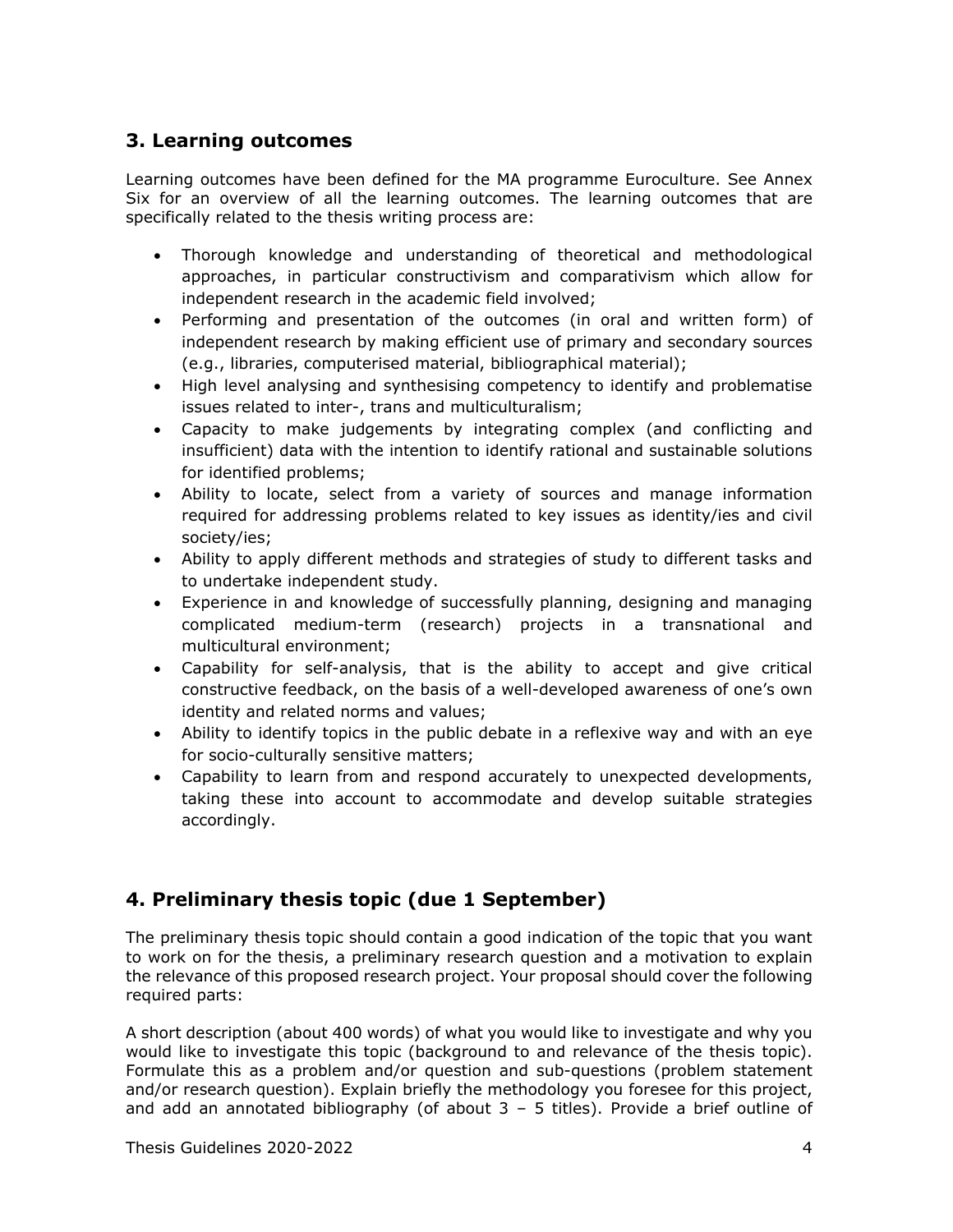## 3. Learning outcomes

Learning outcomes have been defined for the MA programme Euroculture. See Annex Six for an overview of all the learning outcomes. The learning outcomes that are specifically related to the thesis writing process are:

- Thorough knowledge and understanding of theoretical and methodological approaches, in particular constructivism and comparativism which allow for independent research in the academic field involved;
- Performing and presentation of the outcomes (in oral and written form) of independent research by making efficient use of primary and secondary sources (e.g., libraries, computerised material, bibliographical material);
- High level analysing and synthesising competency to identify and problematise issues related to inter-, trans and multiculturalism;
- Capacity to make judgements by integrating complex (and conflicting and insufficient) data with the intention to identify rational and sustainable solutions for identified problems;
- Ability to locate, select from a variety of sources and manage information required for addressing problems related to key issues as identity/ies and civil society/ies;
- Ability to apply different methods and strategies of study to different tasks and to undertake independent study.
- Experience in and knowledge of successfully planning, designing and managing complicated medium-term (research) projects in a transnational and multicultural environment;
- Capability for self-analysis, that is the ability to accept and give critical constructive feedback, on the basis of a well-developed awareness of one's own identity and related norms and values;
- Ability to identify topics in the public debate in a reflexive way and with an eye for socio-culturally sensitive matters;
- Capability to learn from and respond accurately to unexpected developments, taking these into account to accommodate and develop suitable strategies accordingly.

## 4. Preliminary thesis topic (due 1 September)

The preliminary thesis topic should contain a good indication of the topic that you want to work on for the thesis, a preliminary research question and a motivation to explain the relevance of this proposed research project. Your proposal should cover the following required parts:

A short description (about 400 words) of what you would like to investigate and why you would like to investigate this topic (background to and relevance of the thesis topic). Formulate this as a problem and/or question and sub-questions (problem statement and/or research question). Explain briefly the methodology you foresee for this project, and add an annotated bibliography (of about 3 – 5 titles). Provide a brief outline of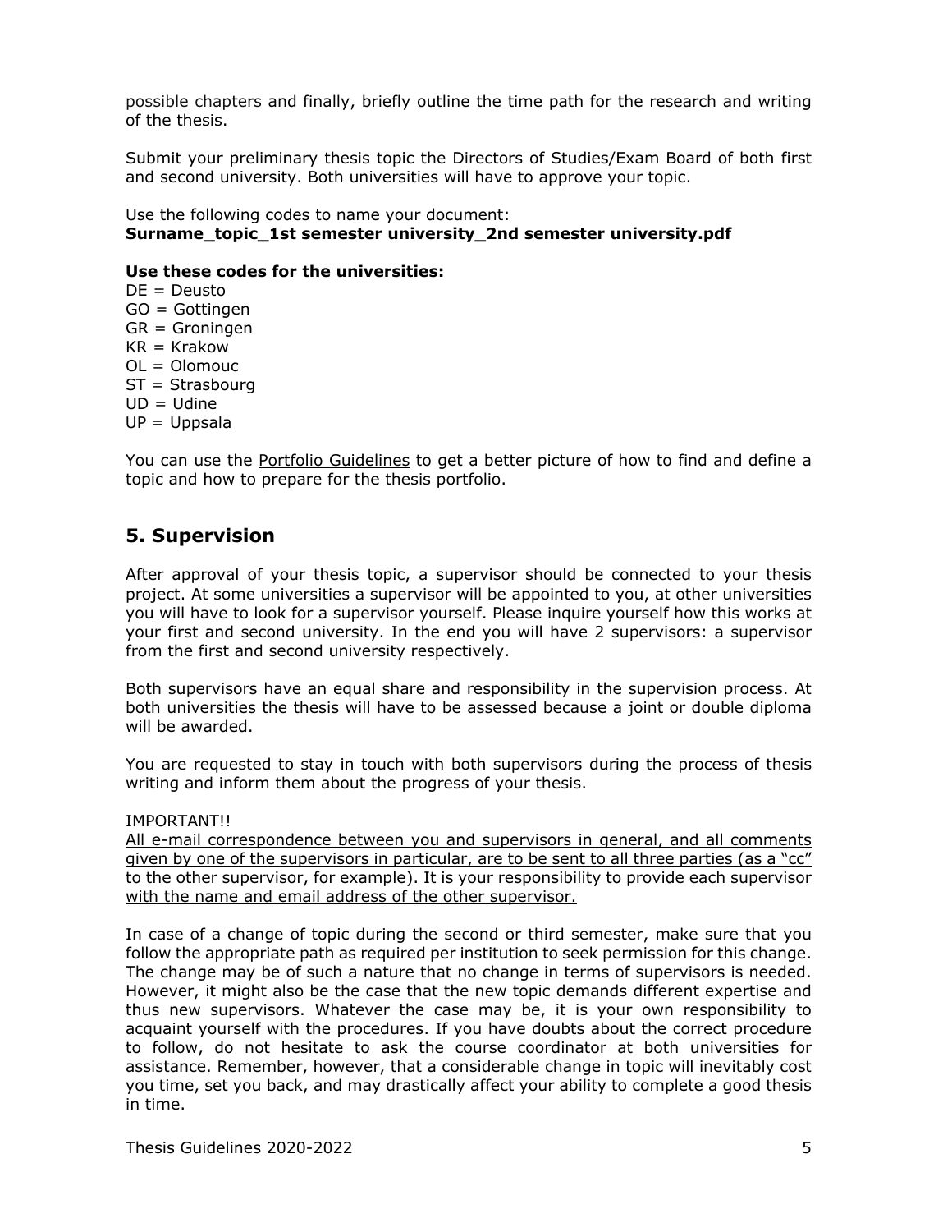possible chapters and finally, briefly outline the time path for the research and writing of the thesis.

Submit your preliminary thesis topic the Directors of Studies/Exam Board of both first and second university. Both universities will have to approve your topic.

Use the following codes to name your document:
**Surname_topic_1st semester university_2nd semester university.pdf**

**Use these codes for the universities:**

DE = Deusto
GO = Gottingen
GR = Groningen
KR = Krakow
OL = Olomouc
ST = Strasbourg
UD = Udine
UP = Uppsala

You can use the Portfolio Guidelines to get a better picture of how to find and define a topic and how to prepare for the thesis portfolio.

## 5. Supervision

After approval of your thesis topic, a supervisor should be connected to your thesis project. At some universities a supervisor will be appointed to you, at other universities you will have to look for a supervisor yourself. Please inquire yourself how this works at your first and second university. In the end you will have 2 supervisors: a supervisor from the first and second university respectively.

Both supervisors have an equal share and responsibility in the supervision process. At both universities the thesis will have to be assessed because a joint or double diploma will be awarded.

You are requested to stay in touch with both supervisors during the process of thesis writing and inform them about the progress of your thesis.

IMPORTANT!!

All e-mail correspondence between you and supervisors in general, and all comments given by one of the supervisors in particular, are to be sent to all three parties (as a "cc" to the other supervisor, for example). It is your responsibility to provide each supervisor with the name and email address of the other supervisor.

In case of a change of topic during the second or third semester, make sure that you follow the appropriate path as required per institution to seek permission for this change. The change may be of such a nature that no change in terms of supervisors is needed. However, it might also be the case that the new topic demands different expertise and thus new supervisors. Whatever the case may be, it is your own responsibility to acquaint yourself with the procedures. If you have doubts about the correct procedure to follow, do not hesitate to ask the course coordinator at both universities for assistance. Remember, however, that a considerable change in topic will inevitably cost you time, set you back, and may drastically affect your ability to complete a good thesis in time.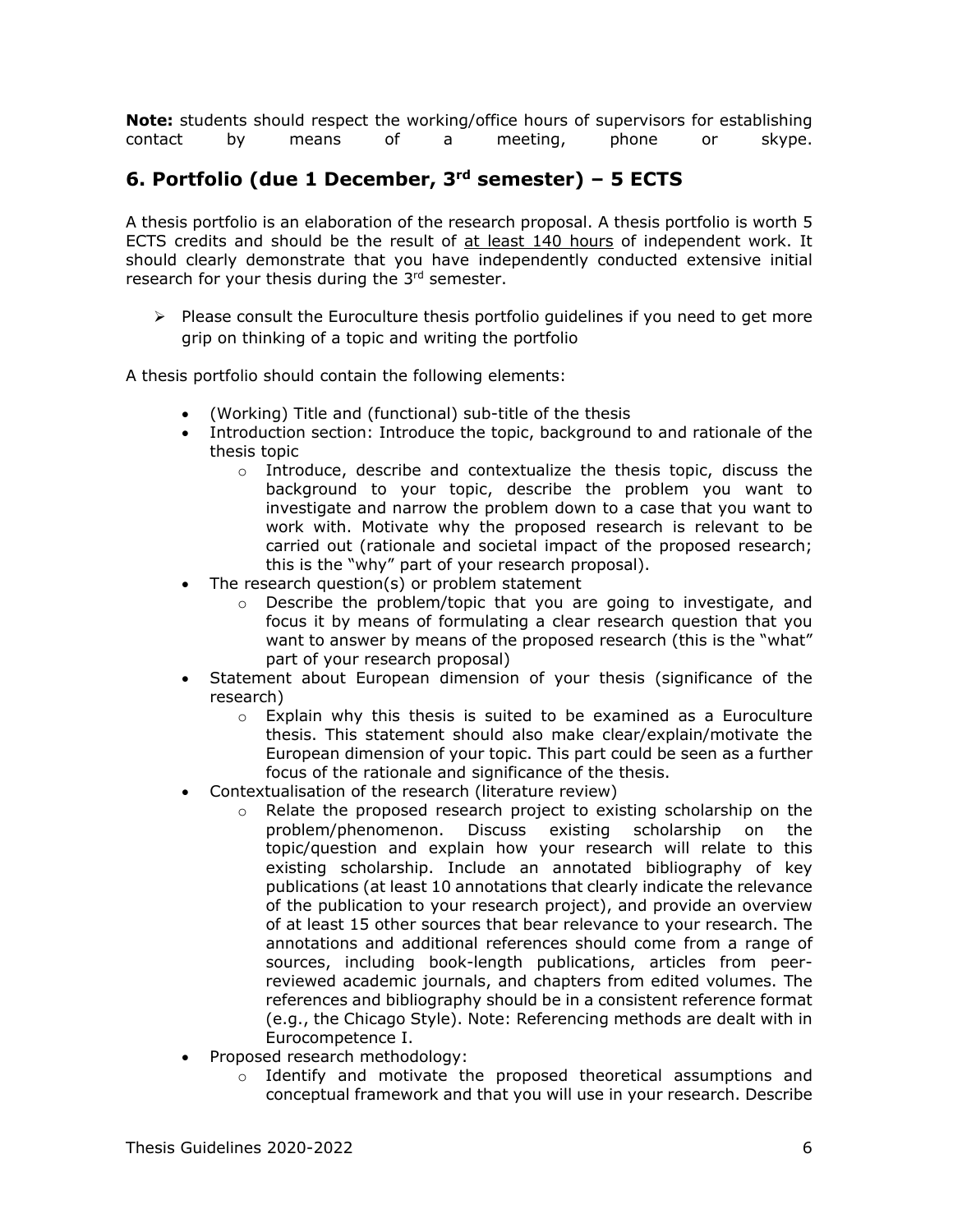**Note:** students should respect the working/office hours of supervisors for establishing contact by means of a meeting, phone or skype.

## 6. Portfolio (due 1 December, 3rd semester) – 5 ECTS

A thesis portfolio is an elaboration of the research proposal. A thesis portfolio is worth 5 ECTS credits and should be the result of <u>at least 140 hours</u> of independent work. It should clearly demonstrate that you have independently conducted extensive initial research for your thesis during the 3rd semester.

- ➢ Please consult the Euroculture thesis portfolio guidelines if you need to get more grip on thinking of a topic and writing the portfolio

A thesis portfolio should contain the following elements:

- (Working) Title and (functional) sub-title of the thesis
- Introduction section: Introduce the topic, background to and rationale of the thesis topic
  - o Introduce, describe and contextualize the thesis topic, discuss the background to your topic, describe the problem you want to investigate and narrow the problem down to a case that you want to work with. Motivate why the proposed research is relevant to be carried out (rationale and societal impact of the proposed research; this is the "why" part of your research proposal).
- The research question(s) or problem statement
  - o Describe the problem/topic that you are going to investigate, and focus it by means of formulating a clear research question that you want to answer by means of the proposed research (this is the "what" part of your research proposal)
- Statement about European dimension of your thesis (significance of the research)
  - o Explain why this thesis is suited to be examined as a Euroculture thesis. This statement should also make clear/explain/motivate the European dimension of your topic. This part could be seen as a further focus of the rationale and significance of the thesis.
- Contextualisation of the research (literature review)
  - o Relate the proposed research project to existing scholarship on the problem/phenomenon. Discuss existing scholarship on the topic/question and explain how your research will relate to this existing scholarship. Include an annotated bibliography of key publications (at least 10 annotations that clearly indicate the relevance of the publication to your research project), and provide an overview of at least 15 other sources that bear relevance to your research. The annotations and additional references should come from a range of sources, including book-length publications, articles from peer-reviewed academic journals, and chapters from edited volumes. The references and bibliography should be in a consistent reference format (e.g., the Chicago Style). Note: Referencing methods are dealt with in Eurocompetence I.
- Proposed research methodology:
  - o Identify and motivate the proposed theoretical assumptions and conceptual framework and that you will use in your research. Describe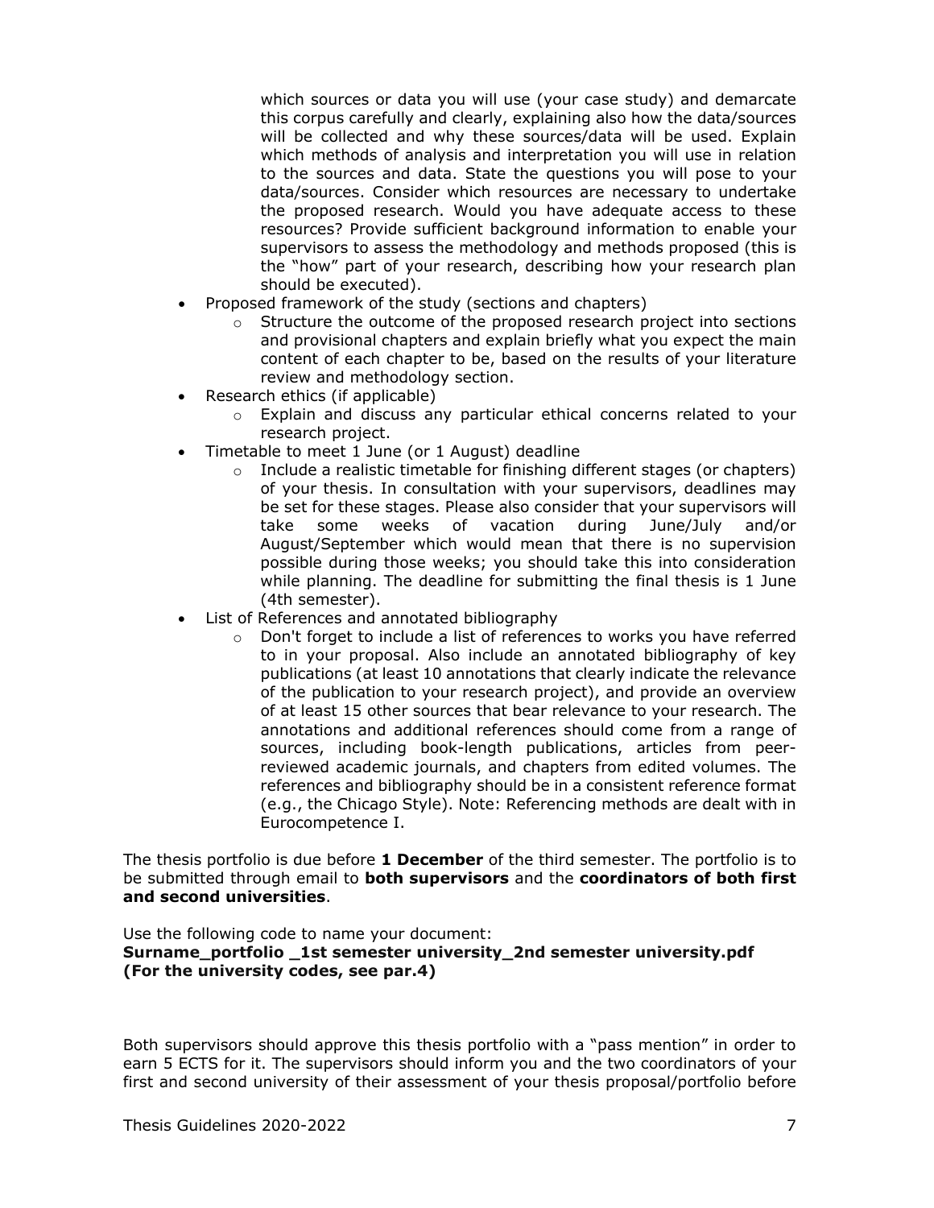which sources or data you will use (your case study) and demarcate this corpus carefully and clearly, explaining also how the data/sources will be collected and why these sources/data will be used. Explain which methods of analysis and interpretation you will use in relation to the sources and data. State the questions you will pose to your data/sources. Consider which resources are necessary to undertake the proposed research. Would you have adequate access to these resources? Provide sufficient background information to enable your supervisors to assess the methodology and methods proposed (this is the "how" part of your research, describing how your research plan should be executed).

- Proposed framework of the study (sections and chapters)
  - Structure the outcome of the proposed research project into sections and provisional chapters and explain briefly what you expect the main content of each chapter to be, based on the results of your literature review and methodology section.
- Research ethics (if applicable)
  - Explain and discuss any particular ethical concerns related to your research project.
- Timetable to meet 1 June (or 1 August) deadline
  - Include a realistic timetable for finishing different stages (or chapters) of your thesis. In consultation with your supervisors, deadlines may be set for these stages. Please also consider that your supervisors will take some weeks of vacation during June/July and/or August/September which would mean that there is no supervision possible during those weeks; you should take this into consideration while planning. The deadline for submitting the final thesis is 1 June (4th semester).
- List of References and annotated bibliography
  - Don't forget to include a list of references to works you have referred to in your proposal. Also include an annotated bibliography of key publications (at least 10 annotations that clearly indicate the relevance of the publication to your research project), and provide an overview of at least 15 other sources that bear relevance to your research. The annotations and additional references should come from a range of sources, including book-length publications, articles from peer-reviewed academic journals, and chapters from edited volumes. The references and bibliography should be in a consistent reference format (e.g., the Chicago Style). Note: Referencing methods are dealt with in Eurocompetence I.

The thesis portfolio is due before **1 December** of the third semester. The portfolio is to be submitted through email to **both supervisors** and the **coordinators of both first and second universities**.

Use the following code to name your document:
**Surname_portfolio _1st semester university_2nd semester university.pdf (For the university codes, see par.4)**

Both supervisors should approve this thesis portfolio with a "pass mention" in order to earn 5 ECTS for it. The supervisors should inform you and the two coordinators of your first and second university of their assessment of your thesis proposal/portfolio before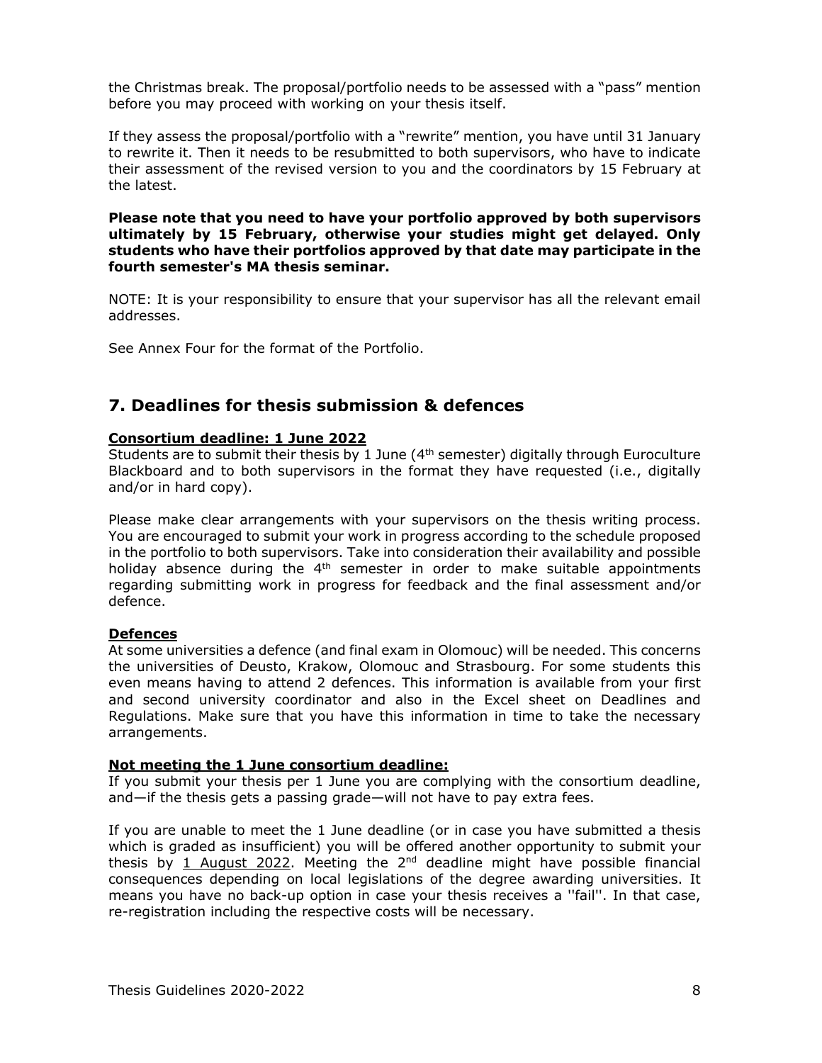the Christmas break. The proposal/portfolio needs to be assessed with a "pass" mention before you may proceed with working on your thesis itself.

If they assess the proposal/portfolio with a "rewrite" mention, you have until 31 January to rewrite it. Then it needs to be resubmitted to both supervisors, who have to indicate their assessment of the revised version to you and the coordinators by 15 February at the latest.

**Please note that you need to have your portfolio approved by both supervisors ultimately by 15 February, otherwise your studies might get delayed. Only students who have their portfolios approved by that date may participate in the fourth semester's MA thesis seminar.**

NOTE: It is your responsibility to ensure that your supervisor has all the relevant email addresses.

See Annex Four for the format of the Portfolio.

## 7. Deadlines for thesis submission & defences

**Consortium deadline: 1 June 2022**

Students are to submit their thesis by 1 June (4th semester) digitally through Euroculture Blackboard and to both supervisors in the format they have requested (i.e., digitally and/or in hard copy).

Please make clear arrangements with your supervisors on the thesis writing process. You are encouraged to submit your work in progress according to the schedule proposed in the portfolio to both supervisors. Take into consideration their availability and possible holiday absence during the 4th semester in order to make suitable appointments regarding submitting work in progress for feedback and the final assessment and/or defence.

**Defences**

At some universities a defence (and final exam in Olomouc) will be needed. This concerns the universities of Deusto, Krakow, Olomouc and Strasbourg. For some students this even means having to attend 2 defences. This information is available from your first and second university coordinator and also in the Excel sheet on Deadlines and Regulations. Make sure that you have this information in time to take the necessary arrangements.

**Not meeting the 1 June consortium deadline:**

If you submit your thesis per 1 June you are complying with the consortium deadline, and—if the thesis gets a passing grade—will not have to pay extra fees.

If you are unable to meet the 1 June deadline (or in case you have submitted a thesis which is graded as insufficient) you will be offered another opportunity to submit your thesis by 1 August 2022. Meeting the 2nd deadline might have possible financial consequences depending on local legislations of the degree awarding universities. It means you have no back-up option in case your thesis receives a ''fail''. In that case, re-registration including the respective costs will be necessary.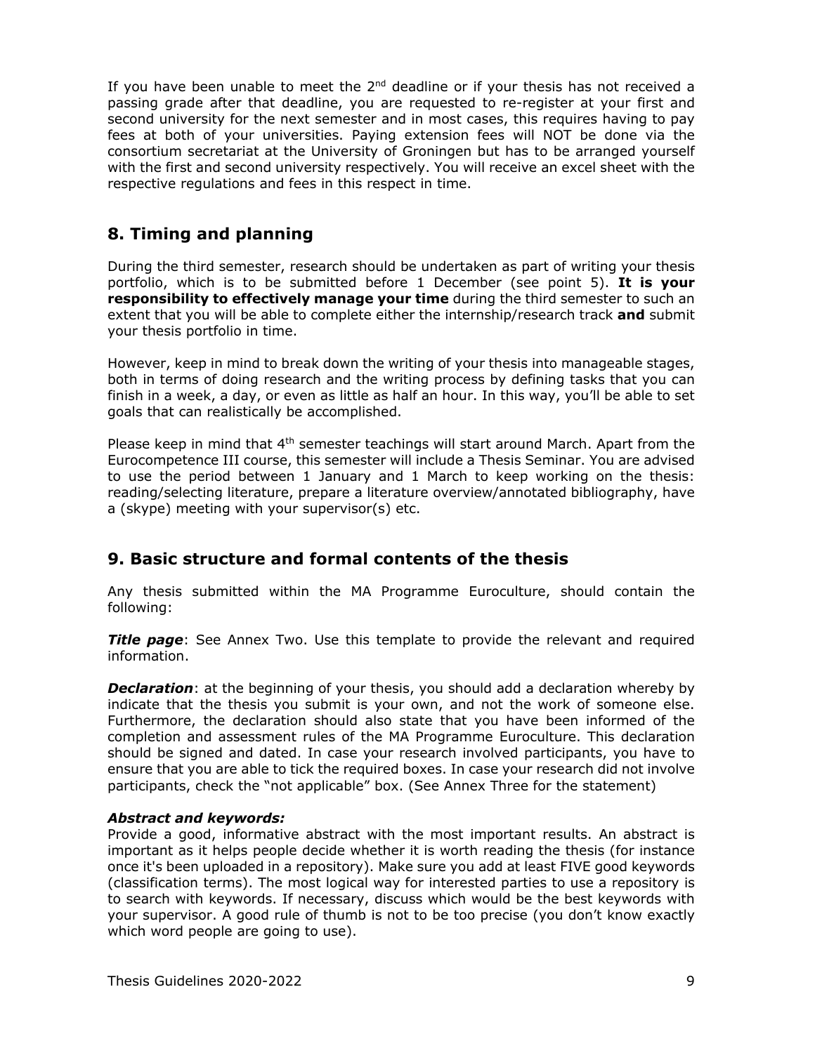If you have been unable to meet the 2nd deadline or if your thesis has not received a passing grade after that deadline, you are requested to re-register at your first and second university for the next semester and in most cases, this requires having to pay fees at both of your universities. Paying extension fees will NOT be done via the consortium secretariat at the University of Groningen but has to be arranged yourself with the first and second university respectively. You will receive an excel sheet with the respective regulations and fees in this respect in time.

## 8. Timing and planning

During the third semester, research should be undertaken as part of writing your thesis portfolio, which is to be submitted before 1 December (see point 5). **It is your responsibility to effectively manage your time** during the third semester to such an extent that you will be able to complete either the internship/research track **and** submit your thesis portfolio in time.

However, keep in mind to break down the writing of your thesis into manageable stages, both in terms of doing research and the writing process by defining tasks that you can finish in a week, a day, or even as little as half an hour. In this way, you'll be able to set goals that can realistically be accomplished.

Please keep in mind that 4th semester teachings will start around March. Apart from the Eurocompetence III course, this semester will include a Thesis Seminar. You are advised to use the period between 1 January and 1 March to keep working on the thesis: reading/selecting literature, prepare a literature overview/annotated bibliography, have a (skype) meeting with your supervisor(s) etc.

## 9. Basic structure and formal contents of the thesis

Any thesis submitted within the MA Programme Euroculture, should contain the following:

***Title page***: See Annex Two. Use this template to provide the relevant and required information.

***Declaration***: at the beginning of your thesis, you should add a declaration whereby by indicate that the thesis you submit is your own, and not the work of someone else. Furthermore, the declaration should also state that you have been informed of the completion and assessment rules of the MA Programme Euroculture. This declaration should be signed and dated. In case your research involved participants, you have to ensure that you are able to tick the required boxes. In case your research did not involve participants, check the "not applicable" box. (See Annex Three for the statement)

***Abstract and keywords:***
Provide a good, informative abstract with the most important results. An abstract is important as it helps people decide whether it is worth reading the thesis (for instance once it's been uploaded in a repository). Make sure you add at least FIVE good keywords (classification terms). The most logical way for interested parties to use a repository is to search with keywords. If necessary, discuss which would be the best keywords with your supervisor. A good rule of thumb is not to be too precise (you don't know exactly which word people are going to use).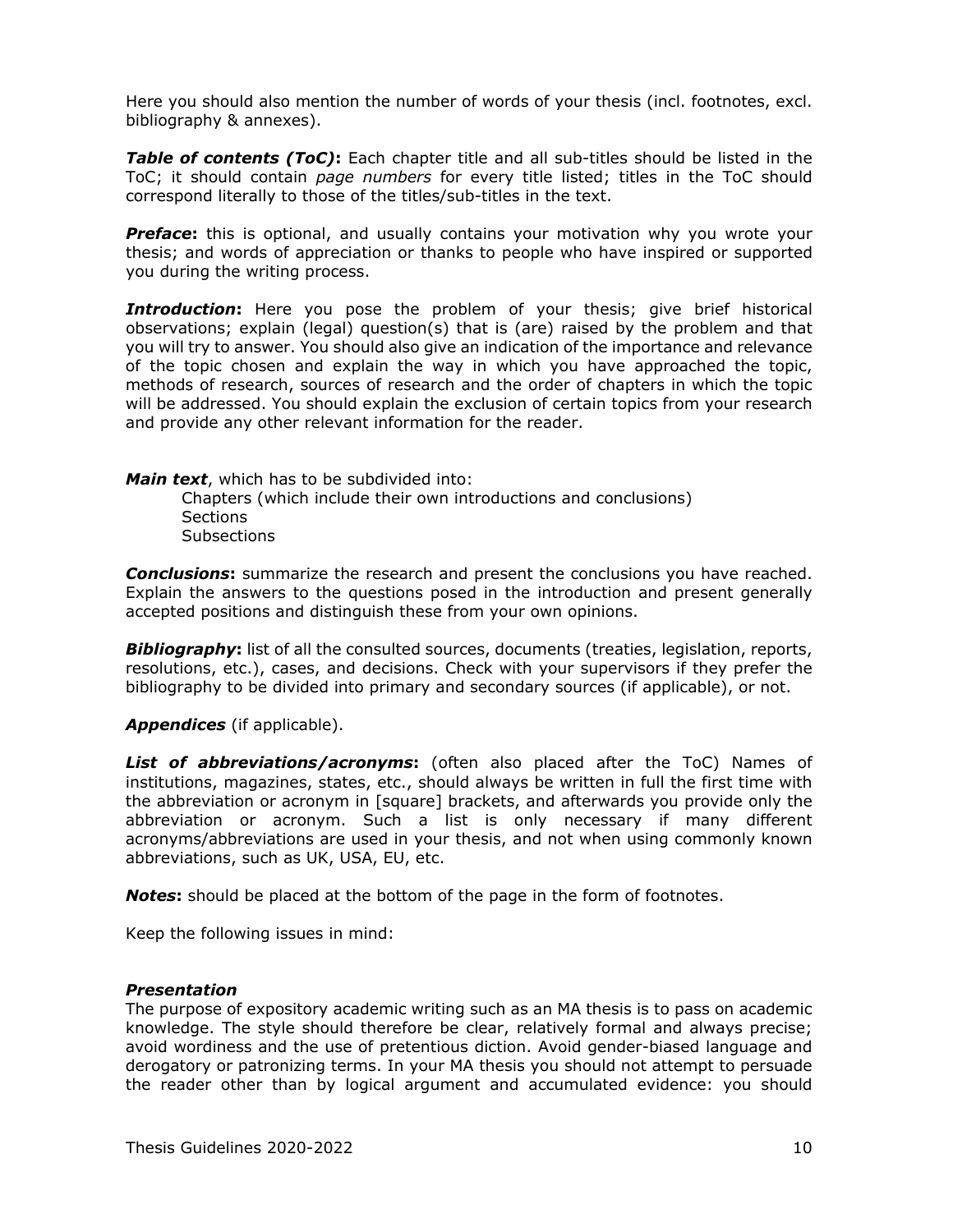Here you should also mention the number of words of your thesis (incl. footnotes, excl. bibliography & annexes).

***Table of contents (ToC)*:** Each chapter title and all sub-titles should be listed in the ToC; it should contain *page numbers* for every title listed; titles in the ToC should correspond literally to those of the titles/sub-titles in the text.

***Preface*:** this is optional, and usually contains your motivation why you wrote your thesis; and words of appreciation or thanks to people who have inspired or supported you during the writing process.

***Introduction*:** Here you pose the problem of your thesis; give brief historical observations; explain (legal) question(s) that is (are) raised by the problem and that you will try to answer. You should also give an indication of the importance and relevance of the topic chosen and explain the way in which you have approached the topic, methods of research, sources of research and the order of chapters in which the topic will be addressed. You should explain the exclusion of certain topics from your research and provide any other relevant information for the reader.

***Main text***, which has to be subdivided into:

- Chapters (which include their own introductions and conclusions)
- Sections
- Subsections

***Conclusions*:** summarize the research and present the conclusions you have reached. Explain the answers to the questions posed in the introduction and present generally accepted positions and distinguish these from your own opinions.

***Bibliography*:** list of all the consulted sources, documents (treaties, legislation, reports, resolutions, etc.), cases, and decisions. Check with your supervisors if they prefer the bibliography to be divided into primary and secondary sources (if applicable), or not.

***Appendices*** (if applicable).

***List of abbreviations/acronyms*:** (often also placed after the ToC) Names of institutions, magazines, states, etc., should always be written in full the first time with the abbreviation or acronym in [square] brackets, and afterwards you provide only the abbreviation or acronym. Such a list is only necessary if many different acronyms/abbreviations are used in your thesis, and not when using commonly known abbreviations, such as UK, USA, EU, etc.

***Notes*:** should be placed at the bottom of the page in the form of footnotes.

Keep the following issues in mind:

***Presentation***

The purpose of expository academic writing such as an MA thesis is to pass on academic knowledge. The style should therefore be clear, relatively formal and always precise; avoid wordiness and the use of pretentious diction. Avoid gender-biased language and derogatory or patronizing terms. In your MA thesis you should not attempt to persuade the reader other than by logical argument and accumulated evidence: you should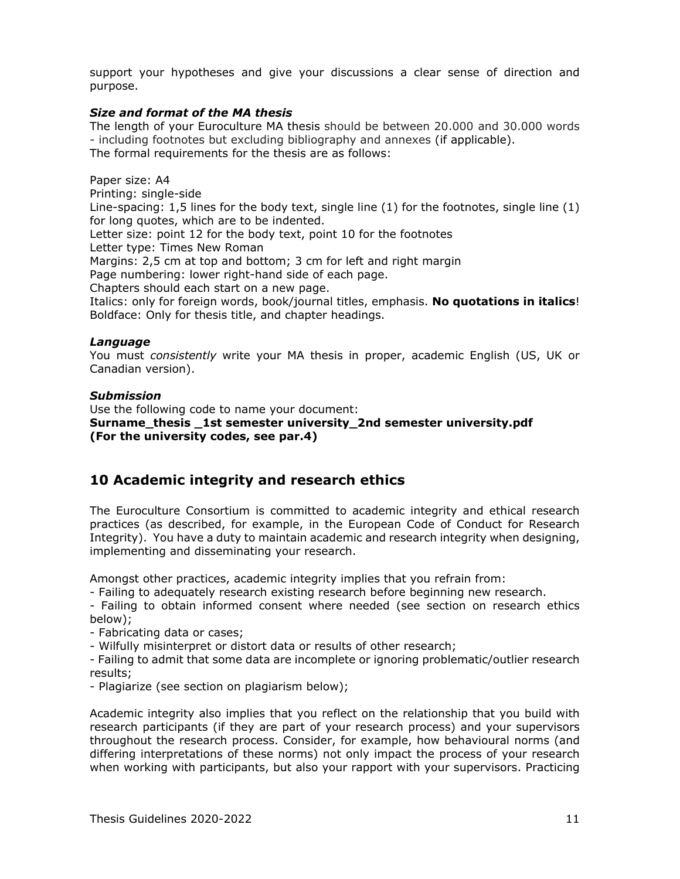support your hypotheses and give your discussions a clear sense of direction and purpose.

### *Size and format of the MA thesis*

The length of your Euroculture MA thesis should be between 20.000 and 30.000 words - including footnotes but excluding bibliography and annexes (if applicable).
The formal requirements for the thesis are as follows:

Paper size: A4
Printing: single-side
Line-spacing: 1,5 lines for the body text, single line (1) for the footnotes, single line (1) for long quotes, which are to be indented.
Letter size: point 12 for the body text, point 10 for the footnotes
Letter type: Times New Roman
Margins: 2,5 cm at top and bottom; 3 cm for left and right margin
Page numbering: lower right-hand side of each page.
Chapters should each start on a new page.
Italics: only for foreign words, book/journal titles, emphasis. **No quotations in italics**!
Boldface: Only for thesis title, and chapter headings.

### *Language*

You must *consistently* write your MA thesis in proper, academic English (US, UK or Canadian version).

### *Submission*

Use the following code to name your document:
**Surname_thesis _1st semester university_2nd semester university.pdf**
**(For the university codes, see par.4)**

## 10 Academic integrity and research ethics

The Euroculture Consortium is committed to academic integrity and ethical research practices (as described, for example, in the European Code of Conduct for Research Integrity). You have a duty to maintain academic and research integrity when designing, implementing and disseminating your research.

Amongst other practices, academic integrity implies that you refrain from:

- Failing to adequately research existing research before beginning new research.
- Failing to obtain informed consent where needed (see section on research ethics below);
- Fabricating data or cases;
- Wilfully misinterpret or distort data or results of other research;
- Failing to admit that some data are incomplete or ignoring problematic/outlier research results;
- Plagiarize (see section on plagiarism below);

Academic integrity also implies that you reflect on the relationship that you build with research participants (if they are part of your research process) and your supervisors throughout the research process. Consider, for example, how behavioural norms (and differing interpretations of these norms) not only impact the process of your research when working with participants, but also your rapport with your supervisors. Practicing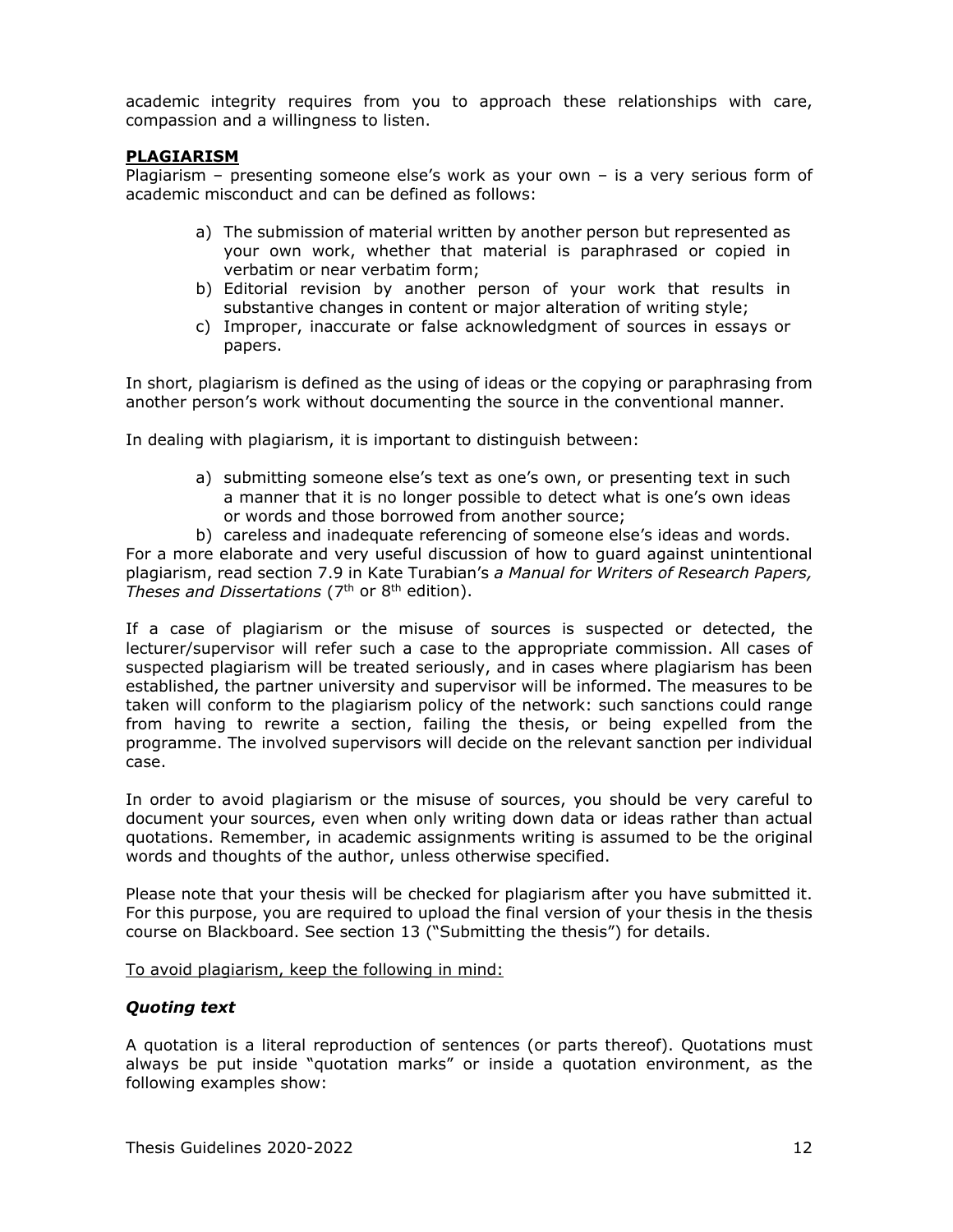academic integrity requires from you to approach these relationships with care, compassion and a willingness to listen.

## PLAGIARISM

Plagiarism – presenting someone else's work as your own – is a very serious form of academic misconduct and can be defined as follows:

a) The submission of material written by another person but represented as your own work, whether that material is paraphrased or copied in verbatim or near verbatim form;
b) Editorial revision by another person of your work that results in substantive changes in content or major alteration of writing style;
c) Improper, inaccurate or false acknowledgment of sources in essays or papers.

In short, plagiarism is defined as the using of ideas or the copying or paraphrasing from another person's work without documenting the source in the conventional manner.

In dealing with plagiarism, it is important to distinguish between:

a) submitting someone else's text as one's own, or presenting text in such a manner that it is no longer possible to detect what is one's own ideas or words and those borrowed from another source;
b) careless and inadequate referencing of someone else's ideas and words.

For a more elaborate and very useful discussion of how to guard against unintentional plagiarism, read section 7.9 in Kate Turabian's *a Manual for Writers of Research Papers, Theses and Dissertations* (7th or 8th edition).

If a case of plagiarism or the misuse of sources is suspected or detected, the lecturer/supervisor will refer such a case to the appropriate commission. All cases of suspected plagiarism will be treated seriously, and in cases where plagiarism has been established, the partner university and supervisor will be informed. The measures to be taken will conform to the plagiarism policy of the network: such sanctions could range from having to rewrite a section, failing the thesis, or being expelled from the programme. The involved supervisors will decide on the relevant sanction per individual case.

In order to avoid plagiarism or the misuse of sources, you should be very careful to document your sources, even when only writing down data or ideas rather than actual quotations. Remember, in academic assignments writing is assumed to be the original words and thoughts of the author, unless otherwise specified.

Please note that your thesis will be checked for plagiarism after you have submitted it. For this purpose, you are required to upload the final version of your thesis in the thesis course on Blackboard. See section 13 ("Submitting the thesis") for details.

<u>To avoid plagiarism, keep the following in mind:</u>

### *Quoting text*

A quotation is a literal reproduction of sentences (or parts thereof). Quotations must always be put inside "quotation marks" or inside a quotation environment, as the following examples show: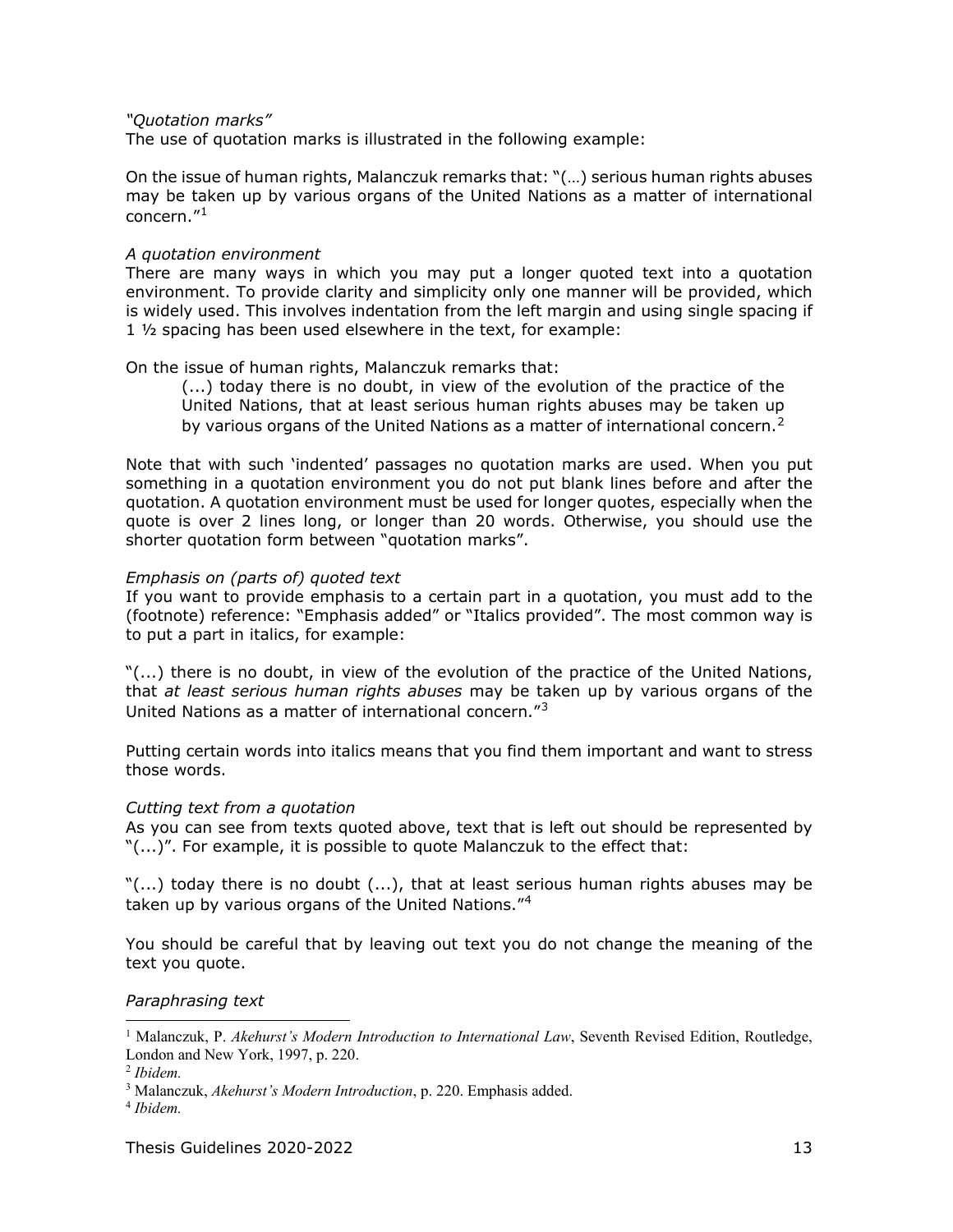*"Quotation marks"*
The use of quotation marks is illustrated in the following example:

On the issue of human rights, Malanczuk remarks that: "(…) serious human rights abuses may be taken up by various organs of the United Nations as a matter of international concern."[1]

*A quotation environment*
There are many ways in which you may put a longer quoted text into a quotation environment. To provide clarity and simplicity only one manner will be provided, which is widely used. This involves indentation from the left margin and using single spacing if 1 ½ spacing has been used elsewhere in the text, for example:

On the issue of human rights, Malanczuk remarks that:

> (...) today there is no doubt, in view of the evolution of the practice of the United Nations, that at least serious human rights abuses may be taken up by various organs of the United Nations as a matter of international concern.[2]

Note that with such 'indented' passages no quotation marks are used. When you put something in a quotation environment you do not put blank lines before and after the quotation. A quotation environment must be used for longer quotes, especially when the quote is over 2 lines long, or longer than 20 words. Otherwise, you should use the shorter quotation form between "quotation marks".

*Emphasis on (parts of) quoted text*
If you want to provide emphasis to a certain part in a quotation, you must add to the (footnote) reference: "Emphasis added" or "Italics provided". The most common way is to put a part in italics, for example:

"(...) there is no doubt, in view of the evolution of the practice of the United Nations, that *at least serious human rights abuses* may be taken up by various organs of the United Nations as a matter of international concern."[3]

Putting certain words into italics means that you find them important and want to stress those words.

*Cutting text from a quotation*
As you can see from texts quoted above, text that is left out should be represented by "(...)". For example, it is possible to quote Malanczuk to the effect that:

"(...) today there is no doubt (...), that at least serious human rights abuses may be taken up by various organs of the United Nations."[4]

You should be careful that by leaving out text you do not change the meaning of the text you quote.

*Paraphrasing text*

---

[1] Malanczuk, P. *Akehurst's Modern Introduction to International Law*, Seventh Revised Edition, Routledge, London and New York, 1997, p. 220.

[2] *Ibidem.*

[3] Malanczuk, *Akehurst's Modern Introduction*, p. 220. Emphasis added.

[4] *Ibidem.*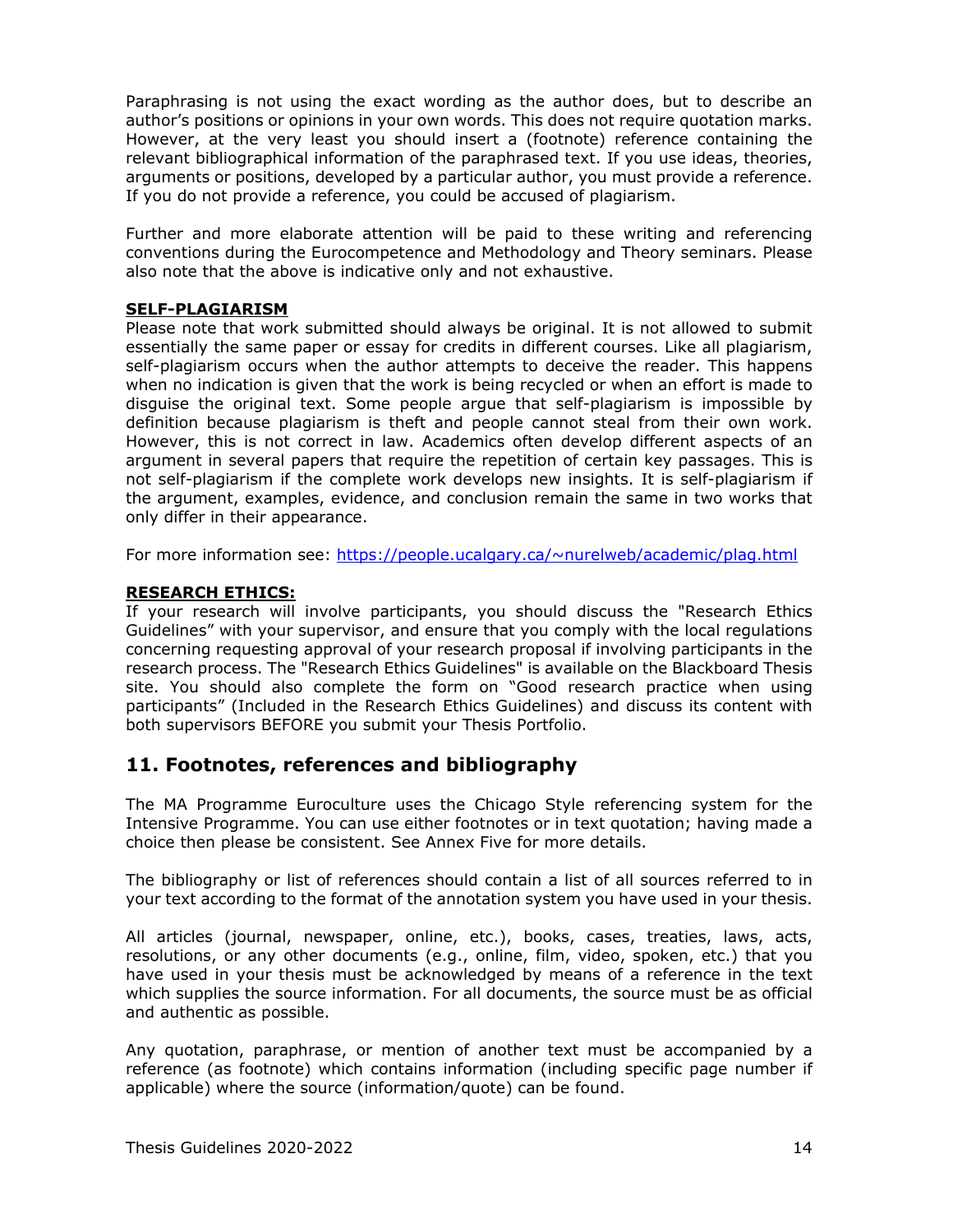Paraphrasing is not using the exact wording as the author does, but to describe an author's positions or opinions in your own words. This does not require quotation marks. However, at the very least you should insert a (footnote) reference containing the relevant bibliographical information of the paraphrased text. If you use ideas, theories, arguments or positions, developed by a particular author, you must provide a reference. If you do not provide a reference, you could be accused of plagiarism.

Further and more elaborate attention will be paid to these writing and referencing conventions during the Eurocompetence and Methodology and Theory seminars. Please also note that the above is indicative only and not exhaustive.

**SELF-PLAGIARISM**

Please note that work submitted should always be original. It is not allowed to submit essentially the same paper or essay for credits in different courses. Like all plagiarism, self-plagiarism occurs when the author attempts to deceive the reader. This happens when no indication is given that the work is being recycled or when an effort is made to disguise the original text. Some people argue that self-plagiarism is impossible by definition because plagiarism is theft and people cannot steal from their own work. However, this is not correct in law. Academics often develop different aspects of an argument in several papers that require the repetition of certain key passages. This is not self-plagiarism if the complete work develops new insights. It is self-plagiarism if the argument, examples, evidence, and conclusion remain the same in two works that only differ in their appearance.

For more information see: https://people.ucalgary.ca/~nurelweb/academic/plag.html

**RESEARCH ETHICS:**

If your research will involve participants, you should discuss the "Research Ethics Guidelines" with your supervisor, and ensure that you comply with the local regulations concerning requesting approval of your research proposal if involving participants in the research process. The "Research Ethics Guidelines" is available on the Blackboard Thesis site. You should also complete the form on "Good research practice when using participants" (Included in the Research Ethics Guidelines) and discuss its content with both supervisors BEFORE you submit your Thesis Portfolio.

## 11. Footnotes, references and bibliography

The MA Programme Euroculture uses the Chicago Style referencing system for the Intensive Programme. You can use either footnotes or in text quotation; having made a choice then please be consistent. See Annex Five for more details.

The bibliography or list of references should contain a list of all sources referred to in your text according to the format of the annotation system you have used in your thesis.

All articles (journal, newspaper, online, etc.), books, cases, treaties, laws, acts, resolutions, or any other documents (e.g., online, film, video, spoken, etc.) that you have used in your thesis must be acknowledged by means of a reference in the text which supplies the source information. For all documents, the source must be as official and authentic as possible.

Any quotation, paraphrase, or mention of another text must be accompanied by a reference (as footnote) which contains information (including specific page number if applicable) where the source (information/quote) can be found.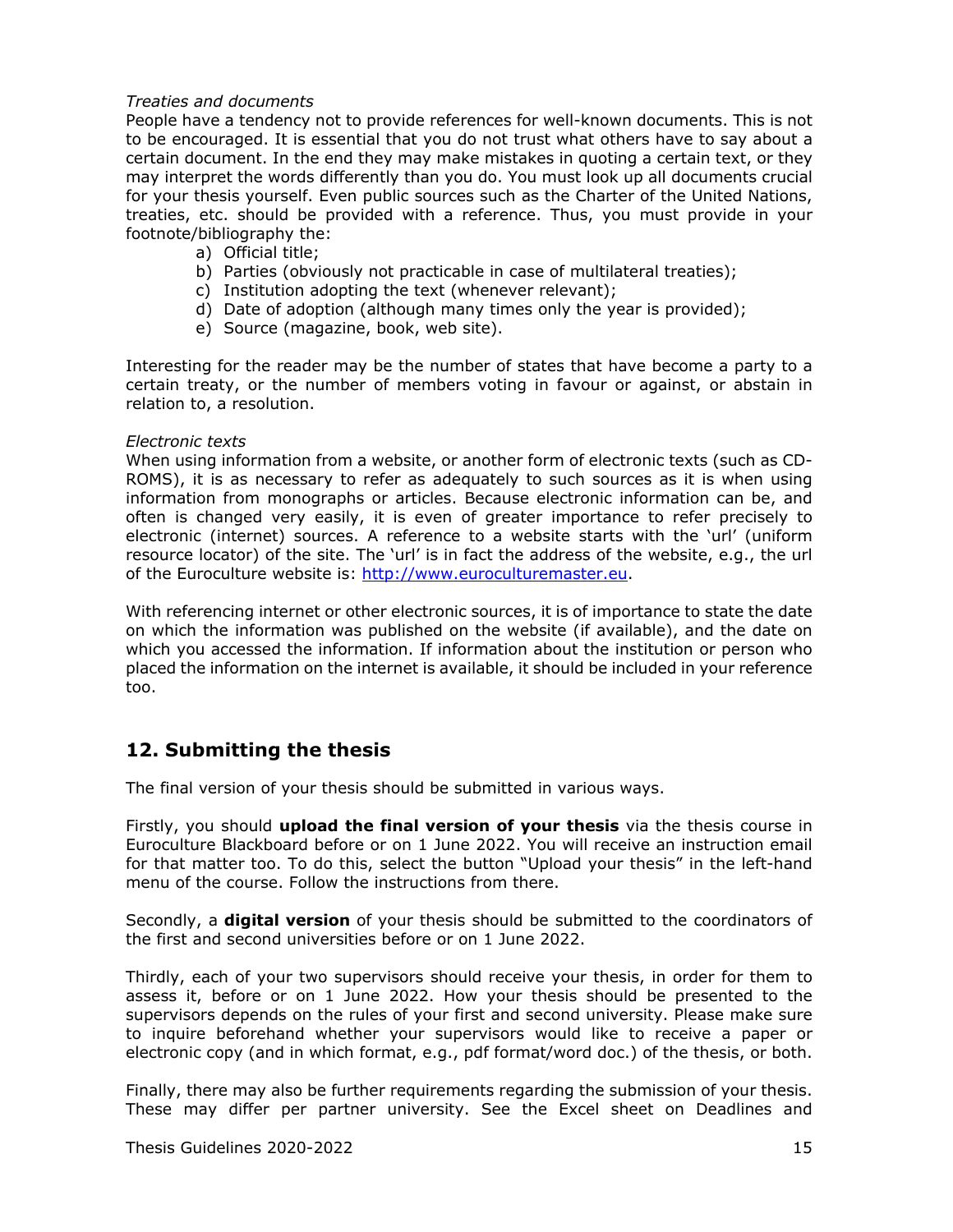*Treaties and documents*

People have a tendency not to provide references for well-known documents. This is not to be encouraged. It is essential that you do not trust what others have to say about a certain document. In the end they may make mistakes in quoting a certain text, or they may interpret the words differently than you do. You must look up all documents crucial for your thesis yourself. Even public sources such as the Charter of the United Nations, treaties, etc. should be provided with a reference. Thus, you must provide in your footnote/bibliography the:

a) Official title;
b) Parties (obviously not practicable in case of multilateral treaties);
c) Institution adopting the text (whenever relevant);
d) Date of adoption (although many times only the year is provided);
e) Source (magazine, book, web site).

Interesting for the reader may be the number of states that have become a party to a certain treaty, or the number of members voting in favour or against, or abstain in relation to, a resolution.

*Electronic texts*

When using information from a website, or another form of electronic texts (such as CD-ROMS), it is as necessary to refer as adequately to such sources as it is when using information from monographs or articles. Because electronic information can be, and often is changed very easily, it is even of greater importance to refer precisely to electronic (internet) sources. A reference to a website starts with the 'url' (uniform resource locator) of the site. The 'url' is in fact the address of the website, e.g., the url of the Euroculture website is: http://www.euroculturemaster.eu.

With referencing internet or other electronic sources, it is of importance to state the date on which the information was published on the website (if available), and the date on which you accessed the information. If information about the institution or person who placed the information on the internet is available, it should be included in your reference too.

## 12. Submitting the thesis

The final version of your thesis should be submitted in various ways.

Firstly, you should **upload the final version of your thesis** via the thesis course in Euroculture Blackboard before or on 1 June 2022. You will receive an instruction email for that matter too. To do this, select the button "Upload your thesis" in the left-hand menu of the course. Follow the instructions from there.

Secondly, a **digital version** of your thesis should be submitted to the coordinators of the first and second universities before or on 1 June 2022.

Thirdly, each of your two supervisors should receive your thesis, in order for them to assess it, before or on 1 June 2022. How your thesis should be presented to the supervisors depends on the rules of your first and second university. Please make sure to inquire beforehand whether your supervisors would like to receive a paper or electronic copy (and in which format, e.g., pdf format/word doc.) of the thesis, or both.

Finally, there may also be further requirements regarding the submission of your thesis. These may differ per partner university. See the Excel sheet on Deadlines and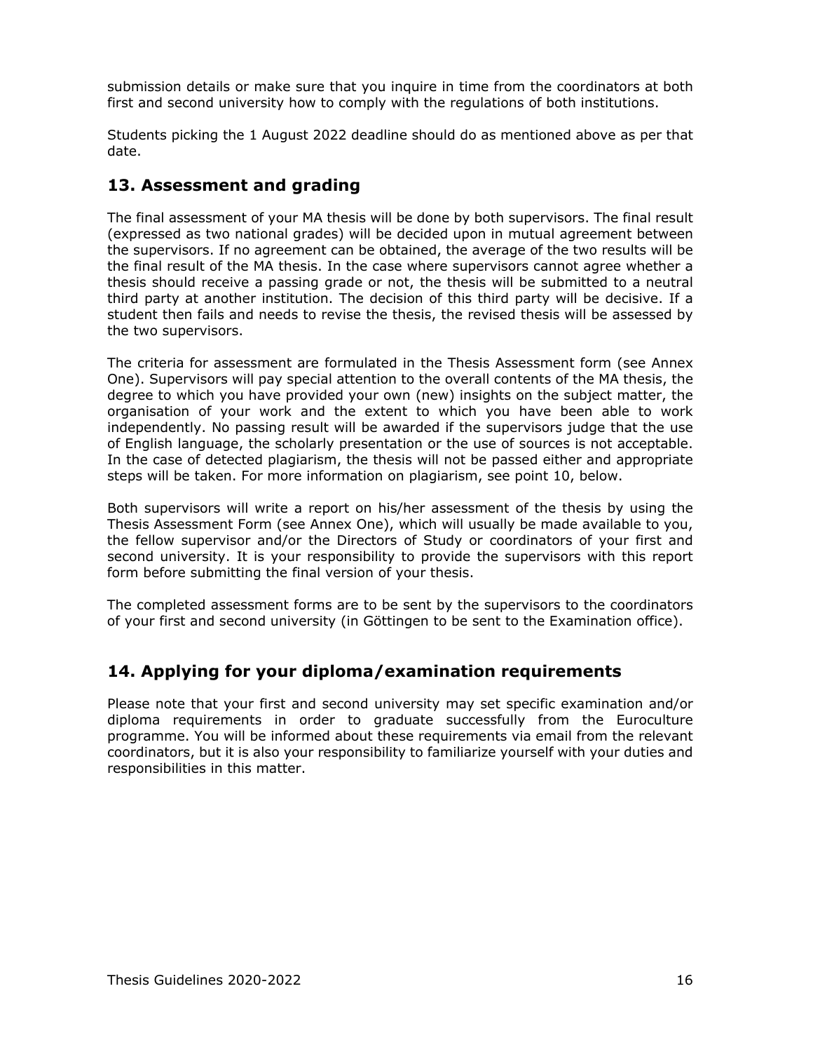submission details or make sure that you inquire in time from the coordinators at both first and second university how to comply with the regulations of both institutions.

Students picking the 1 August 2022 deadline should do as mentioned above as per that date.

## 13. Assessment and grading

The final assessment of your MA thesis will be done by both supervisors. The final result (expressed as two national grades) will be decided upon in mutual agreement between the supervisors. If no agreement can be obtained, the average of the two results will be the final result of the MA thesis. In the case where supervisors cannot agree whether a thesis should receive a passing grade or not, the thesis will be submitted to a neutral third party at another institution. The decision of this third party will be decisive. If a student then fails and needs to revise the thesis, the revised thesis will be assessed by the two supervisors.

The criteria for assessment are formulated in the Thesis Assessment form (see Annex One). Supervisors will pay special attention to the overall contents of the MA thesis, the degree to which you have provided your own (new) insights on the subject matter, the organisation of your work and the extent to which you have been able to work independently. No passing result will be awarded if the supervisors judge that the use of English language, the scholarly presentation or the use of sources is not acceptable. In the case of detected plagiarism, the thesis will not be passed either and appropriate steps will be taken. For more information on plagiarism, see point 10, below.

Both supervisors will write a report on his/her assessment of the thesis by using the Thesis Assessment Form (see Annex One), which will usually be made available to you, the fellow supervisor and/or the Directors of Study or coordinators of your first and second university. It is your responsibility to provide the supervisors with this report form before submitting the final version of your thesis.

The completed assessment forms are to be sent by the supervisors to the coordinators of your first and second university (in Göttingen to be sent to the Examination office).

## 14. Applying for your diploma/examination requirements

Please note that your first and second university may set specific examination and/or diploma requirements in order to graduate successfully from the Euroculture programme. You will be informed about these requirements via email from the relevant coordinators, but it is also your responsibility to familiarize yourself with your duties and responsibilities in this matter.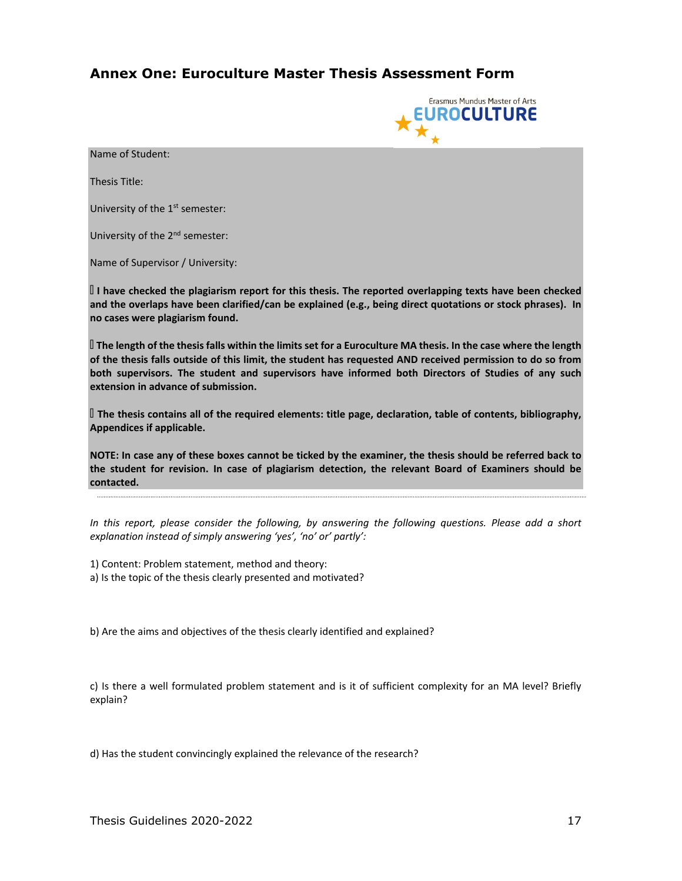## Annex One: Euroculture Master Thesis Assessment Form

Erasmus Mundus Master of Arts
EUROCULTURE

Name of Student:

Thesis Title:

University of the 1st semester:

University of the 2nd semester:

Name of Supervisor / University:

**☐ I have checked the plagiarism report for this thesis. The reported overlapping texts have been checked and the overlaps have been clarified/can be explained (e.g., being direct quotations or stock phrases). In no cases were plagiarism found.**

**☐ The length of the thesis falls within the limits set for a Euroculture MA thesis. In the case where the length of the thesis falls outside of this limit, the student has requested AND received permission to do so from both supervisors. The student and supervisors have informed both Directors of Studies of any such extension in advance of submission.**

**☐ The thesis contains all of the required elements: title page, declaration, table of contents, bibliography, Appendices if applicable.**

**NOTE: In case any of these boxes cannot be ticked by the examiner, the thesis should be referred back to the student for revision. In case of plagiarism detection, the relevant Board of Examiners should be contacted.**

*In this report, please consider the following, by answering the following questions. Please add a short explanation instead of simply answering 'yes', 'no' or' partly':*

1) Content: Problem statement, method and theory:

a) Is the topic of the thesis clearly presented and motivated?

b) Are the aims and objectives of the thesis clearly identified and explained?

c) Is there a well formulated problem statement and is it of sufficient complexity for an MA level? Briefly explain?

d) Has the student convincingly explained the relevance of the research?

Thesis Guidelines 2020-2022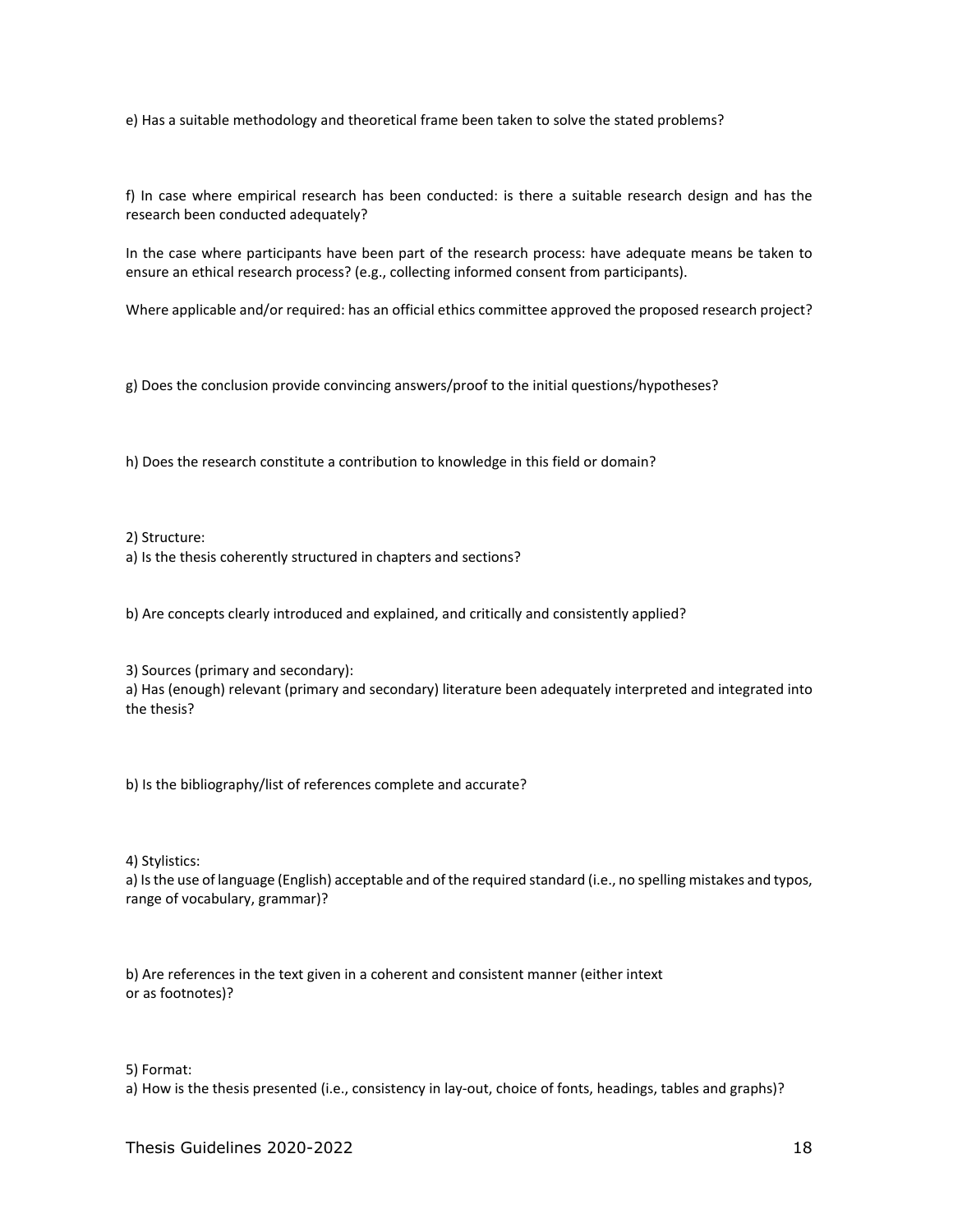e) Has a suitable methodology and theoretical frame been taken to solve the stated problems?

f) In case where empirical research has been conducted: is there a suitable research design and has the research been conducted adequately?

In the case where participants have been part of the research process: have adequate means be taken to ensure an ethical research process? (e.g., collecting informed consent from participants).

Where applicable and/or required: has an official ethics committee approved the proposed research project?

g) Does the conclusion provide convincing answers/proof to the initial questions/hypotheses?

h) Does the research constitute a contribution to knowledge in this field or domain?

2) Structure:
a) Is the thesis coherently structured in chapters and sections?

b) Are concepts clearly introduced and explained, and critically and consistently applied?

3) Sources (primary and secondary):
a) Has (enough) relevant (primary and secondary) literature been adequately interpreted and integrated into the thesis?

b) Is the bibliography/list of references complete and accurate?

4) Stylistics:
a) Is the use of language (English) acceptable and of the required standard (i.e., no spelling mistakes and typos, range of vocabulary, grammar)?

b) Are references in the text given in a coherent and consistent manner (either intext or as footnotes)?

5) Format:
a) How is the thesis presented (i.e., consistency in lay-out, choice of fonts, headings, tables and graphs)?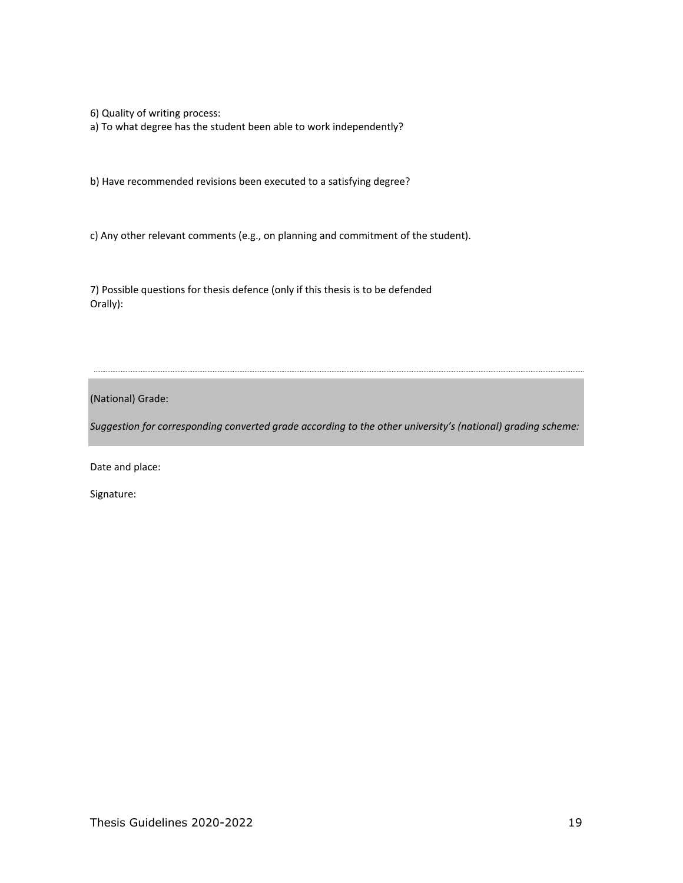6) Quality of writing process:

a) To what degree has the student been able to work independently?

b) Have recommended revisions been executed to a satisfying degree?

c) Any other relevant comments (e.g., on planning and commitment of the student).

7) Possible questions for thesis defence (only if this thesis is to be defended Orally):

---

(National) Grade:

*Suggestion for corresponding converted grade according to the other university's (national) grading scheme:*

Date and place:

Signature: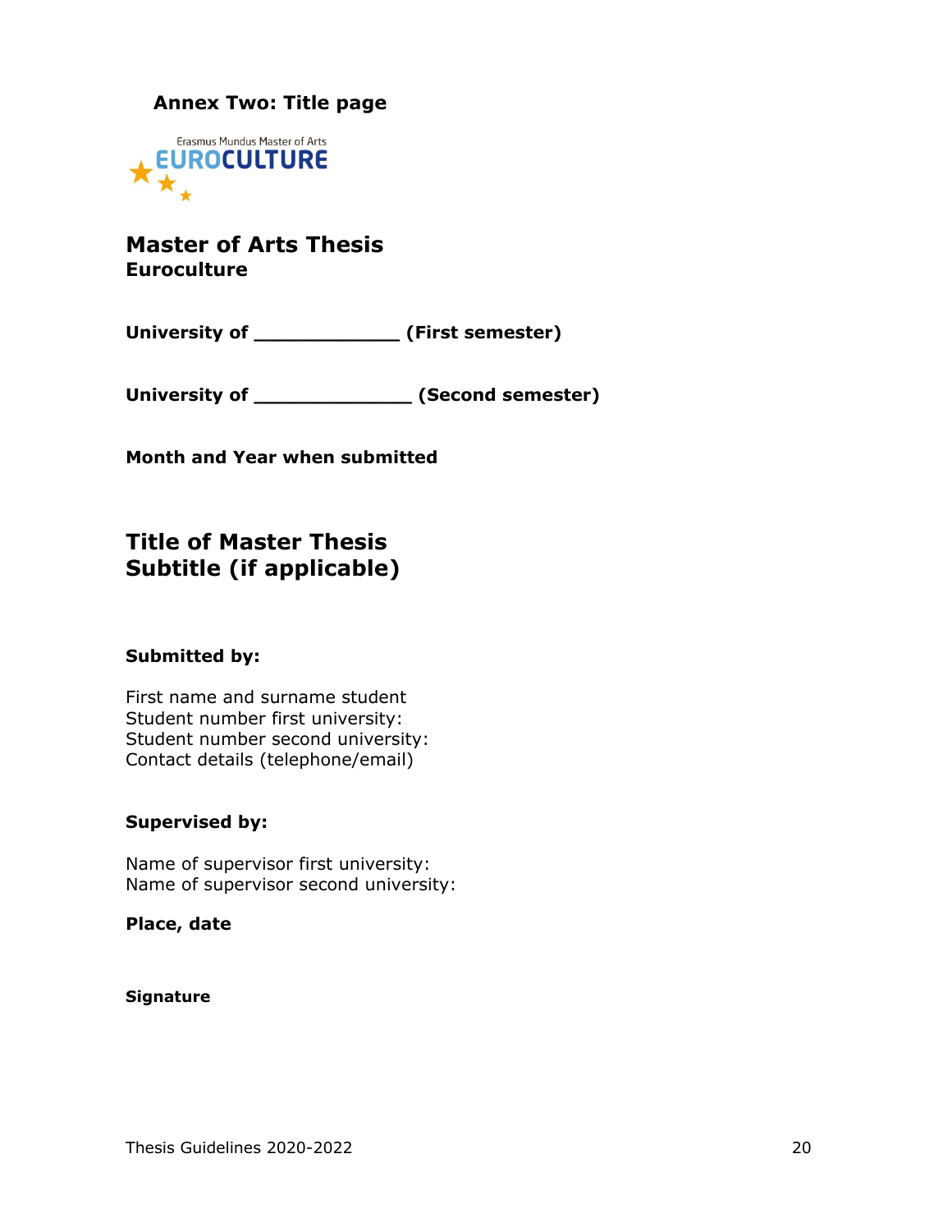**Annex Two: Title page**

Erasmus Mundus Master of Arts
EUROCULTURE

# Master of Arts Thesis
**Euroculture**

**University of ____________ (First semester)**

**University of _____________ (Second semester)**

**Month and Year when submitted**

## Title of Master Thesis
## Subtitle (if applicable)

**Submitted by:**

First name and surname student
Student number first university:
Student number second university:
Contact details (telephone/email)

**Supervised by:**

Name of supervisor first university:
Name of supervisor second university:

**Place, date**

**Signature**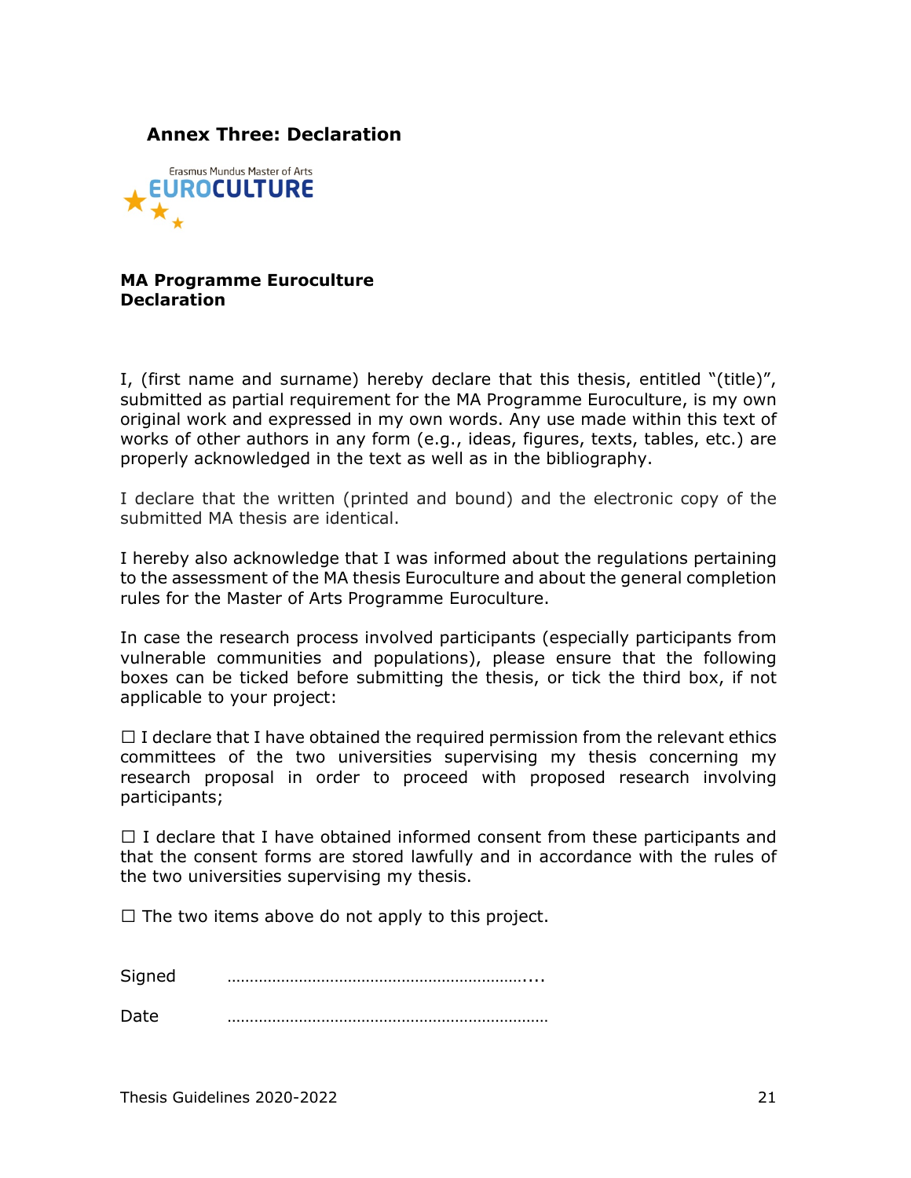## Annex Three: Declaration

Erasmus Mundus Master of Arts
EUROCULTURE

**MA Programme Euroculture**
**Declaration**

I, (first name and surname) hereby declare that this thesis, entitled "(title)", submitted as partial requirement for the MA Programme Euroculture, is my own original work and expressed in my own words. Any use made within this text of works of other authors in any form (e.g., ideas, figures, texts, tables, etc.) are properly acknowledged in the text as well as in the bibliography.

I declare that the written (printed and bound) and the electronic copy of the submitted MA thesis are identical.

I hereby also acknowledge that I was informed about the regulations pertaining to the assessment of the MA thesis Euroculture and about the general completion rules for the Master of Arts Programme Euroculture.

In case the research process involved participants (especially participants from vulnerable communities and populations), please ensure that the following boxes can be ticked before submitting the thesis, or tick the third box, if not applicable to your project:

☐ I declare that I have obtained the required permission from the relevant ethics committees of the two universities supervising my thesis concerning my research proposal in order to proceed with proposed research involving participants;

☐ I declare that I have obtained informed consent from these participants and that the consent forms are stored lawfully and in accordance with the rules of the two universities supervising my thesis.

☐ The two items above do not apply to this project.

Signed ………………………………………………………....

Date ……………………………………………………………

Thesis Guidelines 2020-2022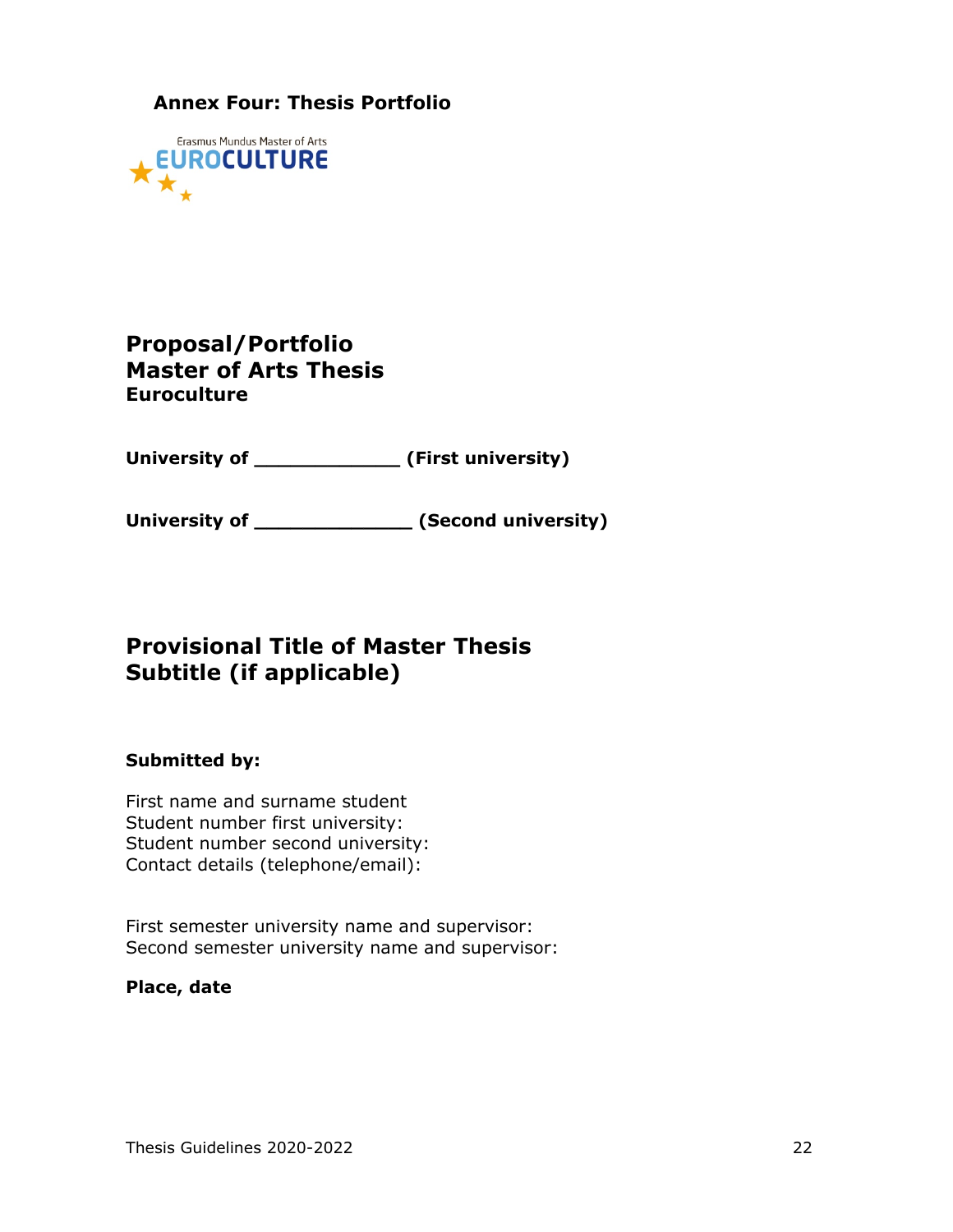**Annex Four: Thesis Portfolio**

Erasmus Mundus Master of Arts
EUROCULTURE

# Proposal/Portfolio
# Master of Arts Thesis
**Euroculture**

**University of ____________ (First university)**

**University of _____________ (Second university)**

## Provisional Title of Master Thesis
## Subtitle (if applicable)

**Submitted by:**

First name and surname student
Student number first university:
Student number second university:
Contact details (telephone/email):

First semester university name and supervisor:
Second semester university name and supervisor:

**Place, date**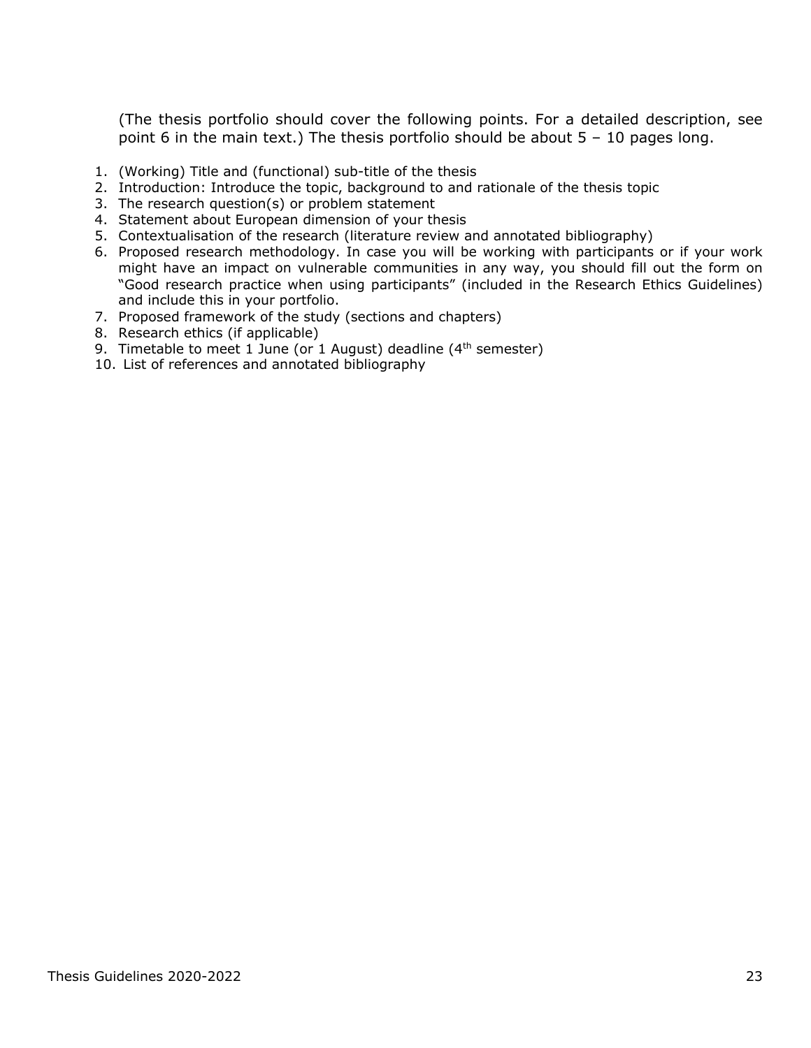(The thesis portfolio should cover the following points. For a detailed description, see point 6 in the main text.) The thesis portfolio should be about 5 – 10 pages long.

1. (Working) Title and (functional) sub-title of the thesis
2. Introduction: Introduce the topic, background to and rationale of the thesis topic
3. The research question(s) or problem statement
4. Statement about European dimension of your thesis
5. Contextualisation of the research (literature review and annotated bibliography)
6. Proposed research methodology. In case you will be working with participants or if your work might have an impact on vulnerable communities in any way, you should fill out the form on "Good research practice when using participants" (included in the Research Ethics Guidelines) and include this in your portfolio.
7. Proposed framework of the study (sections and chapters)
8. Research ethics (if applicable)
9. Timetable to meet 1 June (or 1 August) deadline (4th semester)
10. List of references and annotated bibliography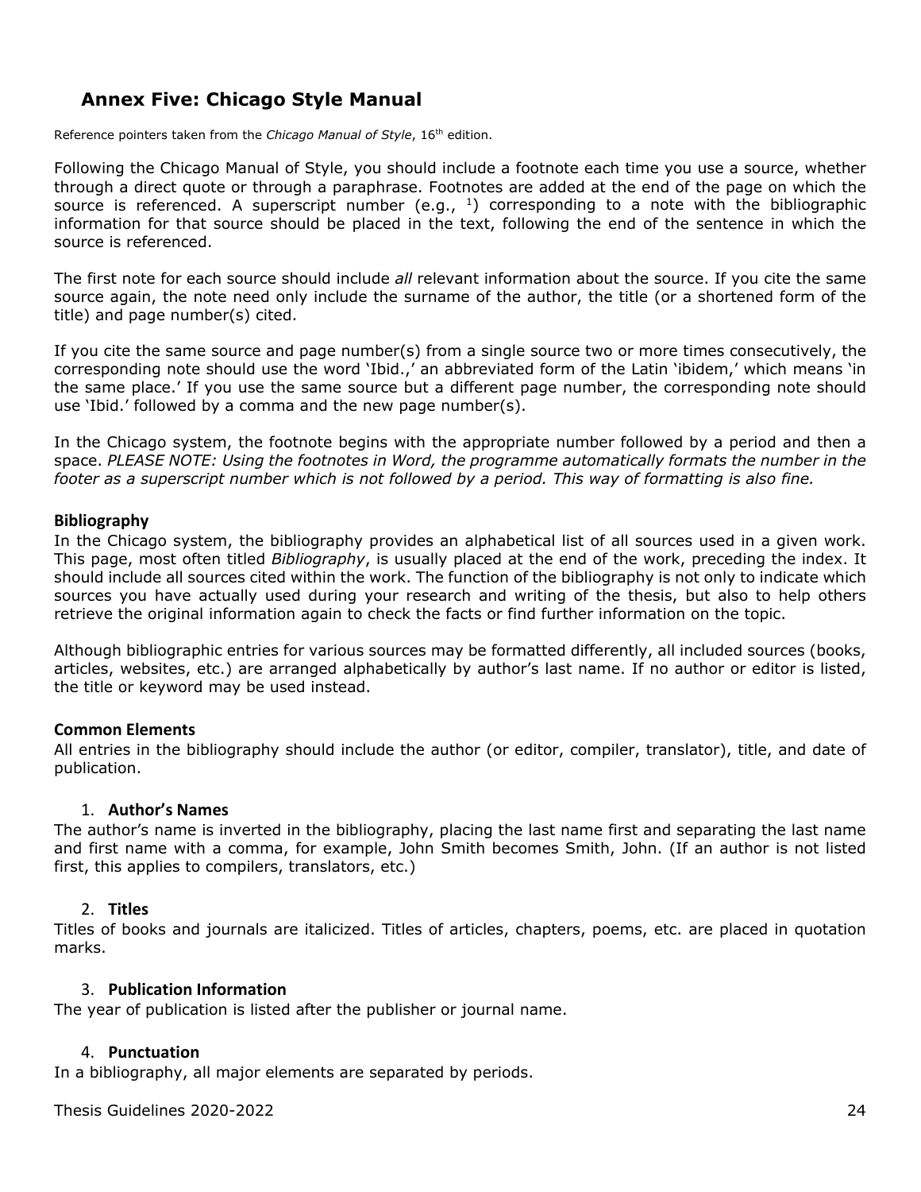## Annex Five: Chicago Style Manual

Reference pointers taken from the *Chicago Manual of Style*, 16th edition.

Following the Chicago Manual of Style, you should include a footnote each time you use a source, whether through a direct quote or through a paraphrase. Footnotes are added at the end of the page on which the source is referenced. A superscript number (e.g., [1]) corresponding to a note with the bibliographic information for that source should be placed in the text, following the end of the sentence in which the source is referenced.

The first note for each source should include *all* relevant information about the source. If you cite the same source again, the note need only include the surname of the author, the title (or a shortened form of the title) and page number(s) cited.

If you cite the same source and page number(s) from a single source two or more times consecutively, the corresponding note should use the word 'Ibid.,' an abbreviated form of the Latin 'ibidem,' which means 'in the same place.' If you use the same source but a different page number, the corresponding note should use 'Ibid.' followed by a comma and the new page number(s).

In the Chicago system, the footnote begins with the appropriate number followed by a period and then a space. *PLEASE NOTE: Using the footnotes in Word, the programme automatically formats the number in the footer as a superscript number which is not followed by a period. This way of formatting is also fine.*

**Bibliography**

In the Chicago system, the bibliography provides an alphabetical list of all sources used in a given work. This page, most often titled *Bibliography*, is usually placed at the end of the work, preceding the index. It should include all sources cited within the work. The function of the bibliography is not only to indicate which sources you have actually used during your research and writing of the thesis, but also to help others retrieve the original information again to check the facts or find further information on the topic.

Although bibliographic entries for various sources may be formatted differently, all included sources (books, articles, websites, etc.) are arranged alphabetically by author's last name. If no author or editor is listed, the title or keyword may be used instead.

**Common Elements**

All entries in the bibliography should include the author (or editor, compiler, translator), title, and date of publication.

1. **Author's Names**

The author's name is inverted in the bibliography, placing the last name first and separating the last name and first name with a comma, for example, John Smith becomes Smith, John. (If an author is not listed first, this applies to compilers, translators, etc.)

2. **Titles**

Titles of books and journals are italicized. Titles of articles, chapters, poems, etc. are placed in quotation marks.

3. **Publication Information**

The year of publication is listed after the publisher or journal name.

4. **Punctuation**

In a bibliography, all major elements are separated by periods.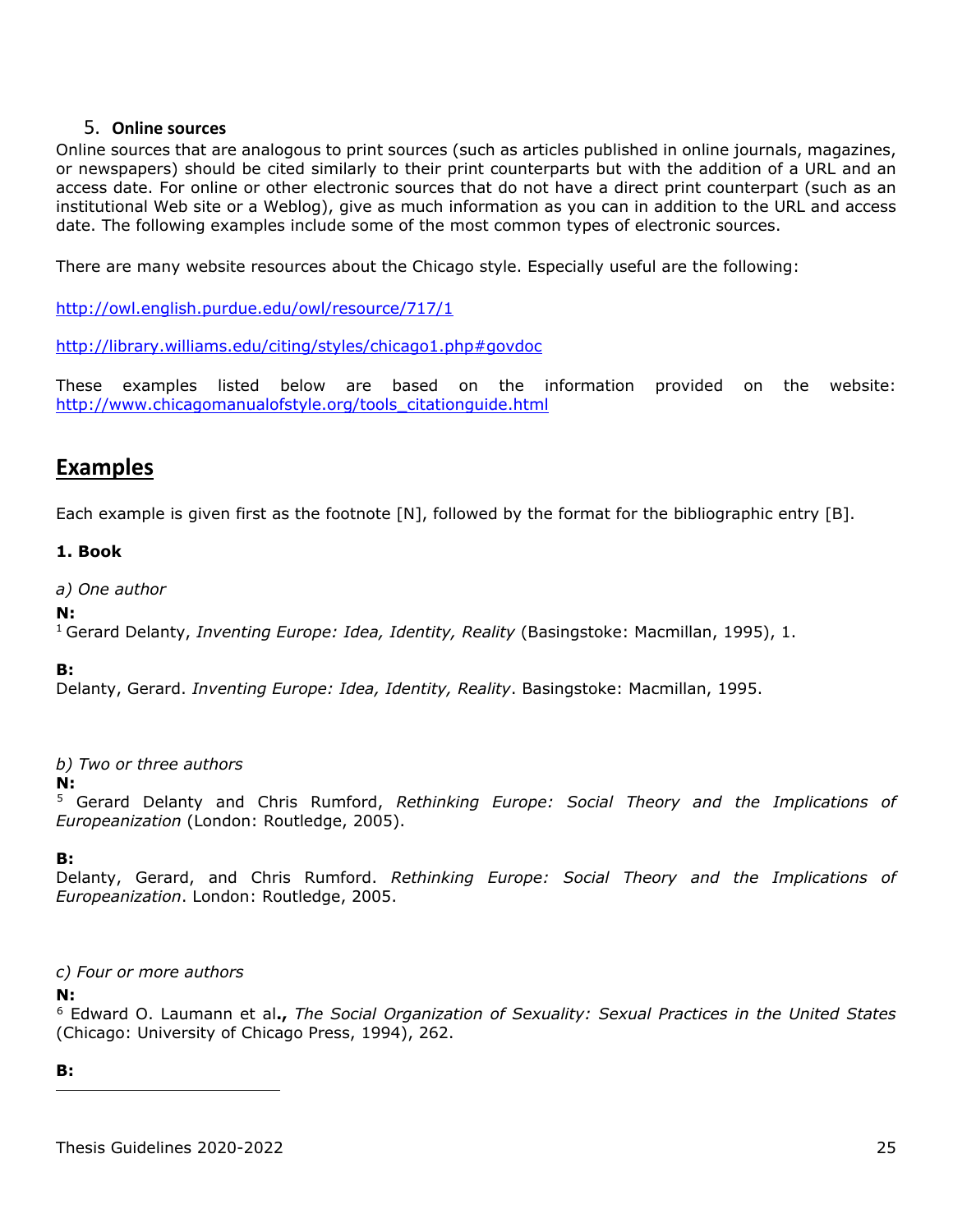5. **Online sources**

Online sources that are analogous to print sources (such as articles published in online journals, magazines, or newspapers) should be cited similarly to their print counterparts but with the addition of a URL and an access date. For online or other electronic sources that do not have a direct print counterpart (such as an institutional Web site or a Weblog), give as much information as you can in addition to the URL and access date. The following examples include some of the most common types of electronic sources.

There are many website resources about the Chicago style. Especially useful are the following:

http://owl.english.purdue.edu/owl/resource/717/1

http://library.williams.edu/citing/styles/chicago1.php#govdoc

These examples listed below are based on the information provided on the website: http://www.chicagomanualofstyle.org/tools_citationguide.html

## Examples

Each example is given first as the footnote [N], followed by the format for the bibliographic entry [B].

**1. Book**

*a) One author*

**N:**

[1] Gerard Delanty, *Inventing Europe: Idea, Identity, Reality* (Basingstoke: Macmillan, 1995), 1.

**B:**

Delanty, Gerard. *Inventing Europe: Idea, Identity, Reality*. Basingstoke: Macmillan, 1995.

*b) Two or three authors*

**N:**

[5] Gerard Delanty and Chris Rumford, *Rethinking Europe: Social Theory and the Implications of Europeanization* (London: Routledge, 2005).

**B:**

Delanty, Gerard, and Chris Rumford. *Rethinking Europe: Social Theory and the Implications of Europeanization*. London: Routledge, 2005.

*c) Four or more authors*

**N:**

[6] Edward O. Laumann et al**.,** *The Social Organization of Sexuality: Sexual Practices in the United States* (Chicago: University of Chicago Press, 1994), 262.

**B:**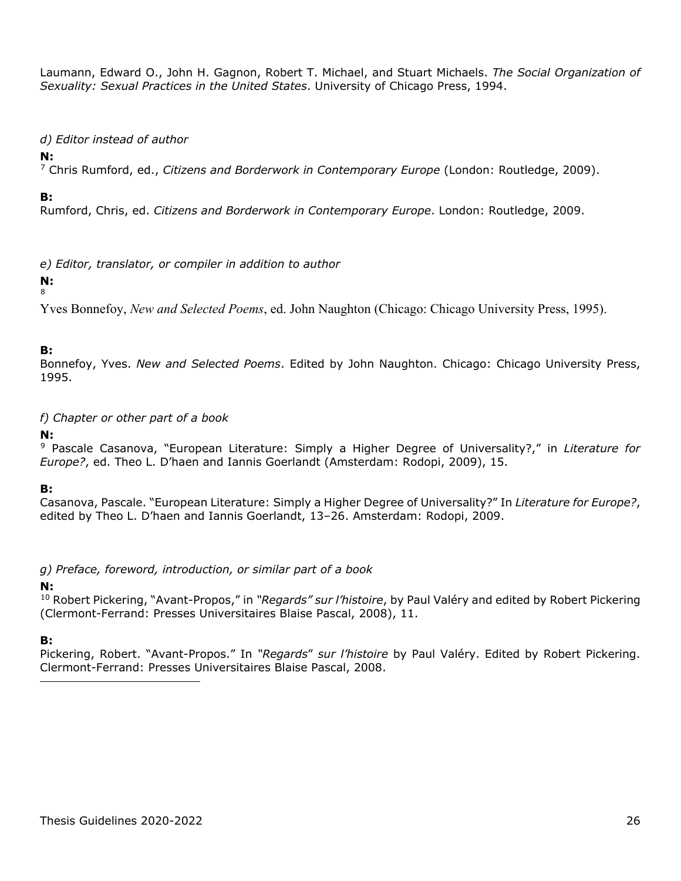Laumann, Edward O., John H. Gagnon, Robert T. Michael, and Stuart Michaels. *The Social Organization of Sexuality: Sexual Practices in the United States*. University of Chicago Press, 1994.

*d) Editor instead of author*

**N:**
[7] Chris Rumford, ed., *Citizens and Borderwork in Contemporary Europe* (London: Routledge, 2009).

**B:**
Rumford, Chris, ed. *Citizens and Borderwork in Contemporary Europe*. London: Routledge, 2009.

*e) Editor, translator, or compiler in addition to author*

**N:**
[8]

Yves Bonnefoy, *New and Selected Poems*, ed. John Naughton (Chicago: Chicago University Press, 1995).

**B:**
Bonnefoy, Yves. *New and Selected Poems*. Edited by John Naughton. Chicago: Chicago University Press, 1995.

*f) Chapter or other part of a book*

**N:**
[9] Pascale Casanova, "European Literature: Simply a Higher Degree of Universality?," in *Literature for Europe?*, ed. Theo L. D'haen and Iannis Goerlandt (Amsterdam: Rodopi, 2009), 15.

**B:**
Casanova, Pascale. "European Literature: Simply a Higher Degree of Universality?" In *Literature for Europe?*, edited by Theo L. D'haen and Iannis Goerlandt, 13–26. Amsterdam: Rodopi, 2009.

*g) Preface, foreword, introduction, or similar part of a book*

**N:**
[10] Robert Pickering, "Avant-Propos," in *"Regards" sur l'histoire*, by Paul Valéry and edited by Robert Pickering (Clermont-Ferrand: Presses Universitaires Blaise Pascal, 2008), 11.

**B:**
Pickering, Robert. "Avant-Propos." In *"Regards" sur l'histoire* by Paul Valéry. Edited by Robert Pickering. Clermont-Ferrand: Presses Universitaires Blaise Pascal, 2008.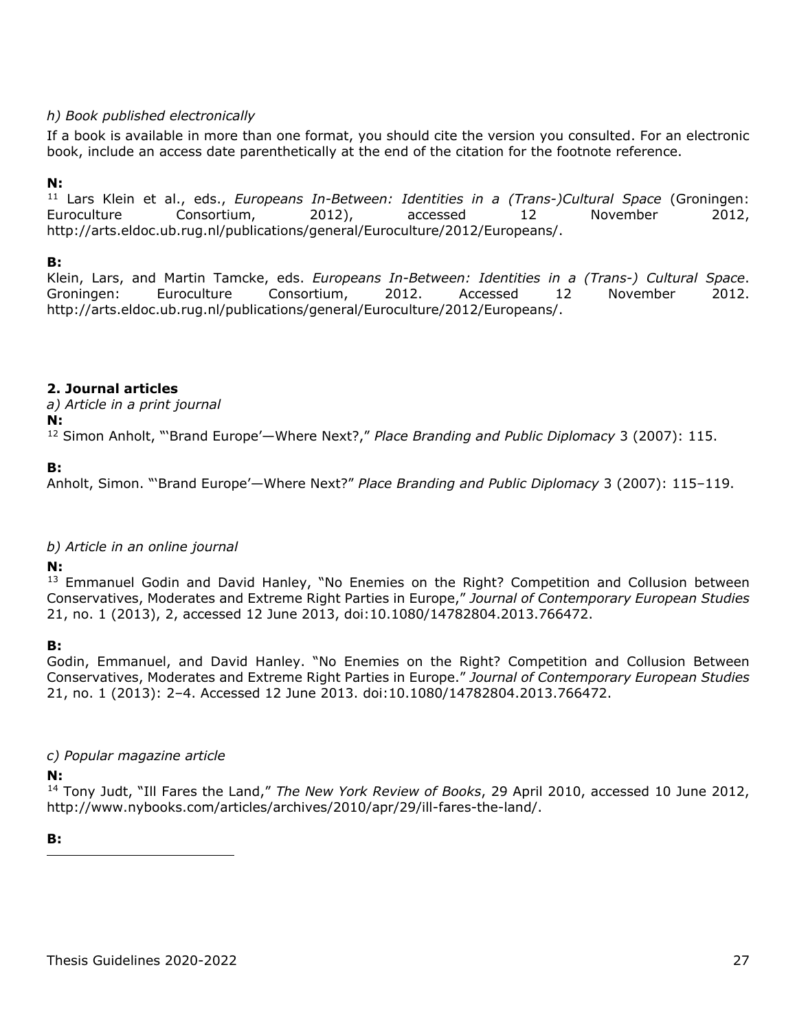*h) Book published electronically*

If a book is available in more than one format, you should cite the version you consulted. For an electronic book, include an access date parenthetically at the end of the citation for the footnote reference.

**N:**

[11] Lars Klein et al., eds., *Europeans In-Between: Identities in a (Trans-)Cultural Space* (Groningen: Euroculture Consortium, 2012), accessed 12 November 2012, http://arts.eldoc.ub.rug.nl/publications/general/Euroculture/2012/Europeans/.

**B:**

Klein, Lars, and Martin Tamcke, eds. *Europeans In-Between: Identities in a (Trans-) Cultural Space*. Groningen: Euroculture Consortium, 2012. Accessed 12 November 2012. http://arts.eldoc.ub.rug.nl/publications/general/Euroculture/2012/Europeans/.

**2. Journal articles**

*a) Article in a print journal*

**N:**

[12] Simon Anholt, "'Brand Europe'—Where Next?," *Place Branding and Public Diplomacy* 3 (2007): 115.

**B:**

Anholt, Simon. "'Brand Europe'—Where Next?" *Place Branding and Public Diplomacy* 3 (2007): 115–119.

*b) Article in an online journal*

**N:**

[13] Emmanuel Godin and David Hanley, "No Enemies on the Right? Competition and Collusion between Conservatives, Moderates and Extreme Right Parties in Europe," *Journal of Contemporary European Studies* 21, no. 1 (2013), 2, accessed 12 June 2013, doi:10.1080/14782804.2013.766472.

**B:**

Godin, Emmanuel, and David Hanley. "No Enemies on the Right? Competition and Collusion Between Conservatives, Moderates and Extreme Right Parties in Europe." *Journal of Contemporary European Studies* 21, no. 1 (2013): 2–4. Accessed 12 June 2013. doi:10.1080/14782804.2013.766472.

*c) Popular magazine article*

**N:**

[14] Tony Judt, "Ill Fares the Land," *The New York Review of Books*, 29 April 2010, accessed 10 June 2012, http://www.nybooks.com/articles/archives/2010/apr/29/ill-fares-the-land/.

**B:**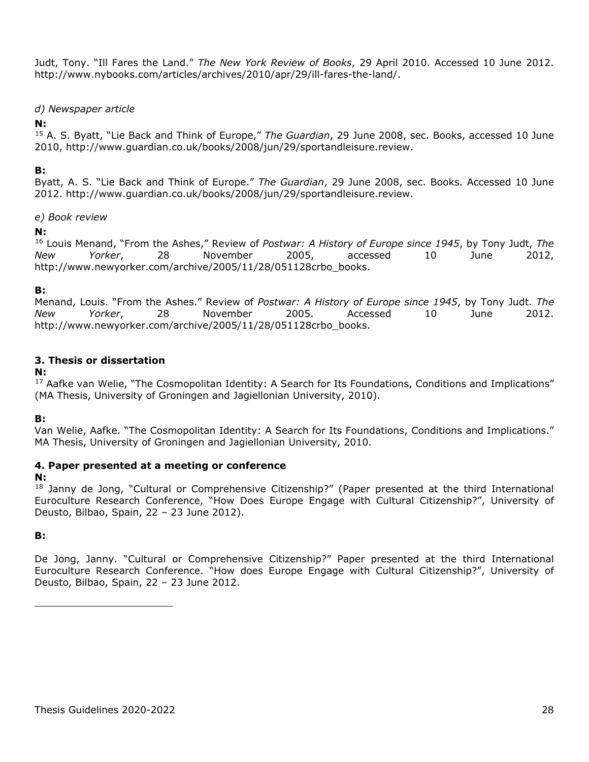Judt, Tony. "Ill Fares the Land." *The New York Review of Books*, 29 April 2010. Accessed 10 June 2012. http://www.nybooks.com/articles/archives/2010/apr/29/ill-fares-the-land/.

*d) Newspaper article*

**N:**

[15] A. S. Byatt, "Lie Back and Think of Europe," *The Guardian*, 29 June 2008, sec. Books, accessed 10 June 2010, http://www.guardian.co.uk/books/2008/jun/29/sportandleisure.review.

**B:**

Byatt, A. S. "Lie Back and Think of Europe." *The Guardian*, 29 June 2008, sec. Books. Accessed 10 June 2012. http://www.guardian.co.uk/books/2008/jun/29/sportandleisure.review.

*e) Book review*

**N:**

[16] Louis Menand, "From the Ashes," Review of *Postwar: A History of Europe since 1945*, by Tony Judt, *The New Yorker*, 28 November 2005, accessed 10 June 2012, http://www.newyorker.com/archive/2005/11/28/051128crbo_books.

**B:**

Menand, Louis. "From the Ashes." Review of *Postwar: A History of Europe since 1945*, by Tony Judt. *The New Yorker*, 28 November 2005. Accessed 10 June 2012. http://www.newyorker.com/archive/2005/11/28/051128crbo_books.

### 3. Thesis or dissertation

**N:**

[17] Aafke van Welie, "The Cosmopolitan Identity: A Search for Its Foundations, Conditions and Implications" (MA Thesis, University of Groningen and Jagiellonian University, 2010).

**B:**

Van Welie, Aafke. "The Cosmopolitan Identity: A Search for Its Foundations, Conditions and Implications." MA Thesis, University of Groningen and Jagiellonian University, 2010.

### 4. Paper presented at a meeting or conference

**N:**

[18] Janny de Jong, "Cultural or Comprehensive Citizenship?" (Paper presented at the third International Euroculture Research Conference, "How Does Europe Engage with Cultural Citizenship?", University of Deusto, Bilbao, Spain, 22 – 23 June 2012).

**B:**

De Jong, Janny. "Cultural or Comprehensive Citizenship?" Paper presented at the third International Euroculture Research Conference. "How does Europe Engage with Cultural Citizenship?", University of Deusto, Bilbao, Spain, 22 – 23 June 2012.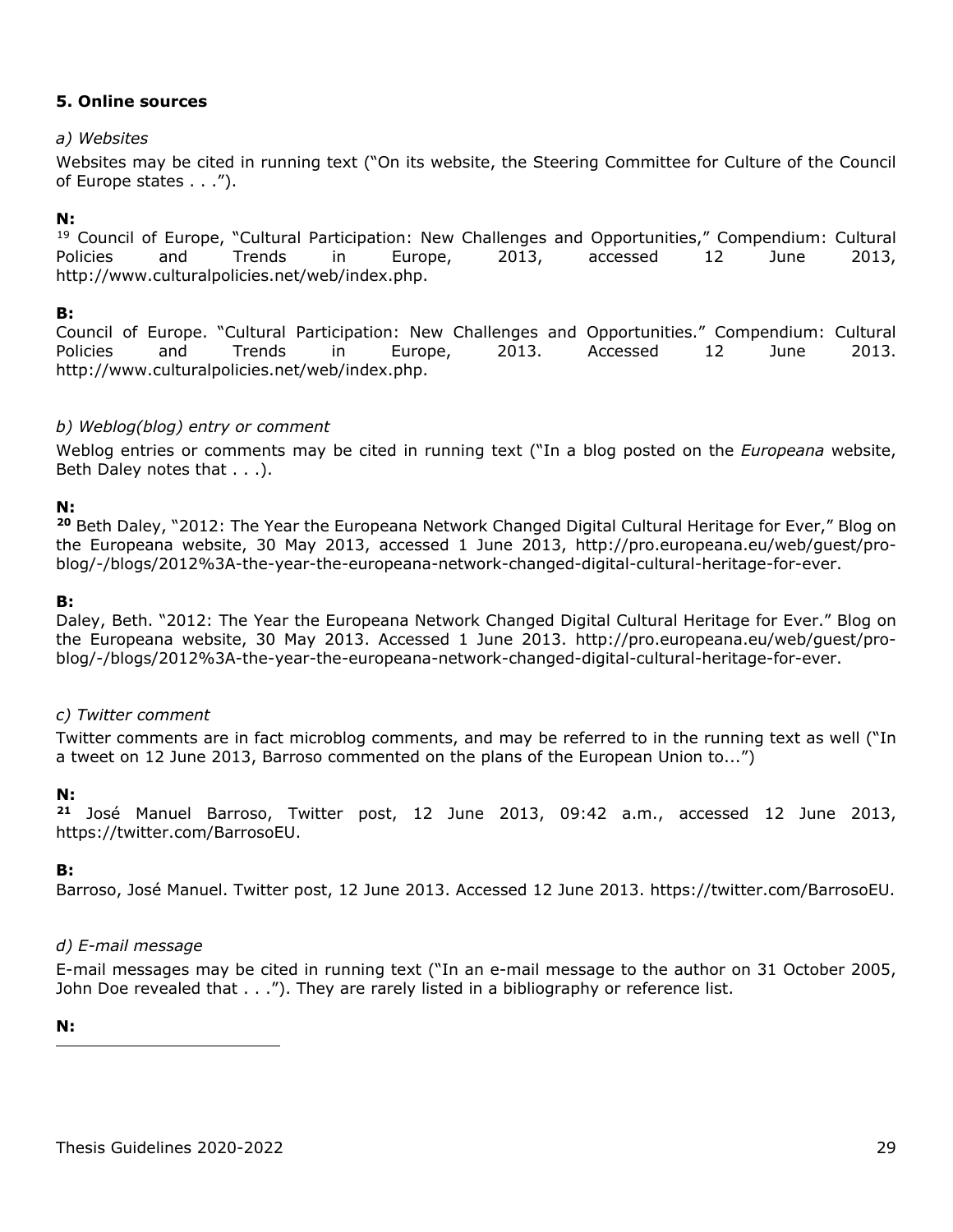### 5. Online sources

*a) Websites*

Websites may be cited in running text ("On its website, the Steering Committee for Culture of the Council of Europe states . . .").

**N:**

[19] Council of Europe, "Cultural Participation: New Challenges and Opportunities," Compendium: Cultural Policies and Trends in Europe, 2013, accessed 12 June 2013, http://www.culturalpolicies.net/web/index.php.

**B:**

Council of Europe. "Cultural Participation: New Challenges and Opportunities." Compendium: Cultural Policies and Trends in Europe, 2013. Accessed 12 June 2013. http://www.culturalpolicies.net/web/index.php.

*b) Weblog(blog) entry or comment*

Weblog entries or comments may be cited in running text ("In a blog posted on the *Europeana* website, Beth Daley notes that . . .).

**N:**

[20] Beth Daley, "2012: The Year the Europeana Network Changed Digital Cultural Heritage for Ever," Blog on the Europeana website, 30 May 2013, accessed 1 June 2013, http://pro.europeana.eu/web/guest/pro-blog/-/blogs/2012%3A-the-year-the-europeana-network-changed-digital-cultural-heritage-for-ever.

**B:**

Daley, Beth. "2012: The Year the Europeana Network Changed Digital Cultural Heritage for Ever." Blog on the Europeana website, 30 May 2013. Accessed 1 June 2013. http://pro.europeana.eu/web/guest/pro-blog/-/blogs/2012%3A-the-year-the-europeana-network-changed-digital-cultural-heritage-for-ever.

*c) Twitter comment*

Twitter comments are in fact microblog comments, and may be referred to in the running text as well ("In a tweet on 12 June 2013, Barroso commented on the plans of the European Union to...")

**N:**

[21] José Manuel Barroso, Twitter post, 12 June 2013, 09:42 a.m., accessed 12 June 2013, https://twitter.com/BarrosoEU.

**B:**

Barroso, José Manuel. Twitter post, 12 June 2013. Accessed 12 June 2013. https://twitter.com/BarrosoEU.

*d) E-mail message*

E-mail messages may be cited in running text ("In an e-mail message to the author on 31 October 2005, John Doe revealed that . . ."). They are rarely listed in a bibliography or reference list.

**N:**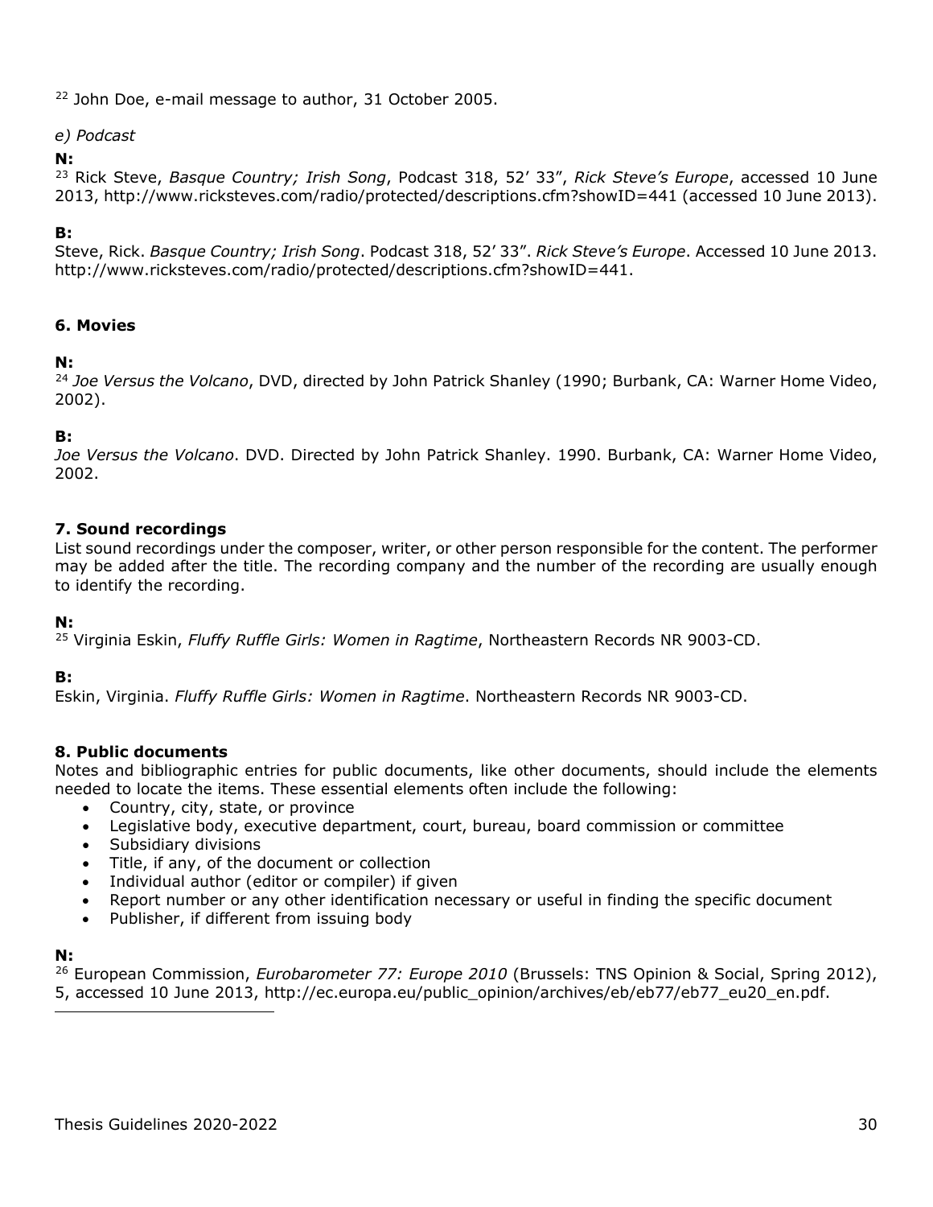[22] John Doe, e-mail message to author, 31 October 2005.

*e) Podcast*

**N:**

[23] Rick Steve, *Basque Country; Irish Song*, Podcast 318, 52' 33", *Rick Steve's Europe*, accessed 10 June 2013, http://www.ricksteves.com/radio/protected/descriptions.cfm?showID=441 (accessed 10 June 2013).

**B:**

Steve, Rick. *Basque Country; Irish Song*. Podcast 318, 52' 33". *Rick Steve's Europe*. Accessed 10 June 2013. http://www.ricksteves.com/radio/protected/descriptions.cfm?showID=441.

### 6. Movies

**N:**

[24] *Joe Versus the Volcano*, DVD, directed by John Patrick Shanley (1990; Burbank, CA: Warner Home Video, 2002).

**B:**

*Joe Versus the Volcano*. DVD. Directed by John Patrick Shanley. 1990. Burbank, CA: Warner Home Video, 2002.

### 7. Sound recordings

List sound recordings under the composer, writer, or other person responsible for the content. The performer may be added after the title. The recording company and the number of the recording are usually enough to identify the recording.

**N:**

[25] Virginia Eskin, *Fluffy Ruffle Girls: Women in Ragtime*, Northeastern Records NR 9003-CD.

**B:**

Eskin, Virginia. *Fluffy Ruffle Girls: Women in Ragtime*. Northeastern Records NR 9003-CD.

### 8. Public documents

Notes and bibliographic entries for public documents, like other documents, should include the elements needed to locate the items. These essential elements often include the following:

- Country, city, state, or province
- Legislative body, executive department, court, bureau, board commission or committee
- Subsidiary divisions
- Title, if any, of the document or collection
- Individual author (editor or compiler) if given
- Report number or any other identification necessary or useful in finding the specific document
- Publisher, if different from issuing body

**N:**

[26] European Commission, *Eurobarometer 77: Europe 2010* (Brussels: TNS Opinion & Social, Spring 2012), 5, accessed 10 June 2013, http://ec.europa.eu/public_opinion/archives/eb/eb77/eb77_eu20_en.pdf.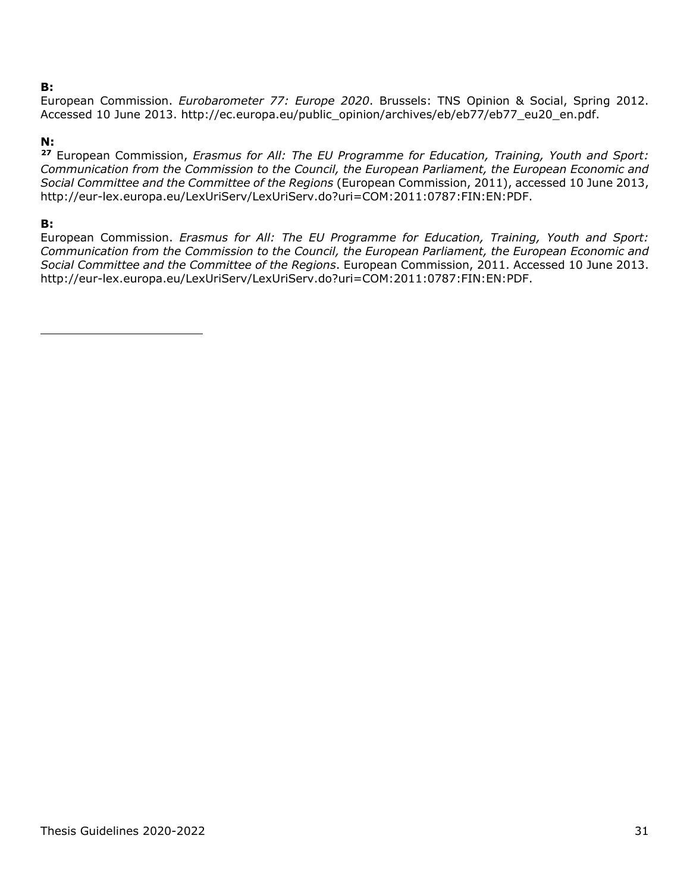**B:**
European Commission. *Eurobarometer 77: Europe 2020*. Brussels: TNS Opinion & Social, Spring 2012. Accessed 10 June 2013. http://ec.europa.eu/public_opinion/archives/eb/eb77/eb77_eu20_en.pdf.

**N:**
[27] European Commission, *Erasmus for All: The EU Programme for Education, Training, Youth and Sport: Communication from the Commission to the Council, the European Parliament, the European Economic and Social Committee and the Committee of the Regions* (European Commission, 2011), accessed 10 June 2013, http://eur-lex.europa.eu/LexUriServ/LexUriServ.do?uri=COM:2011:0787:FIN:EN:PDF.

**B:**
European Commission. *Erasmus for All: The EU Programme for Education, Training, Youth and Sport: Communication from the Commission to the Council, the European Parliament, the European Economic and Social Committee and the Committee of the Regions*. European Commission, 2011. Accessed 10 June 2013. http://eur-lex.europa.eu/LexUriServ/LexUriServ.do?uri=COM:2011:0787:FIN:EN:PDF.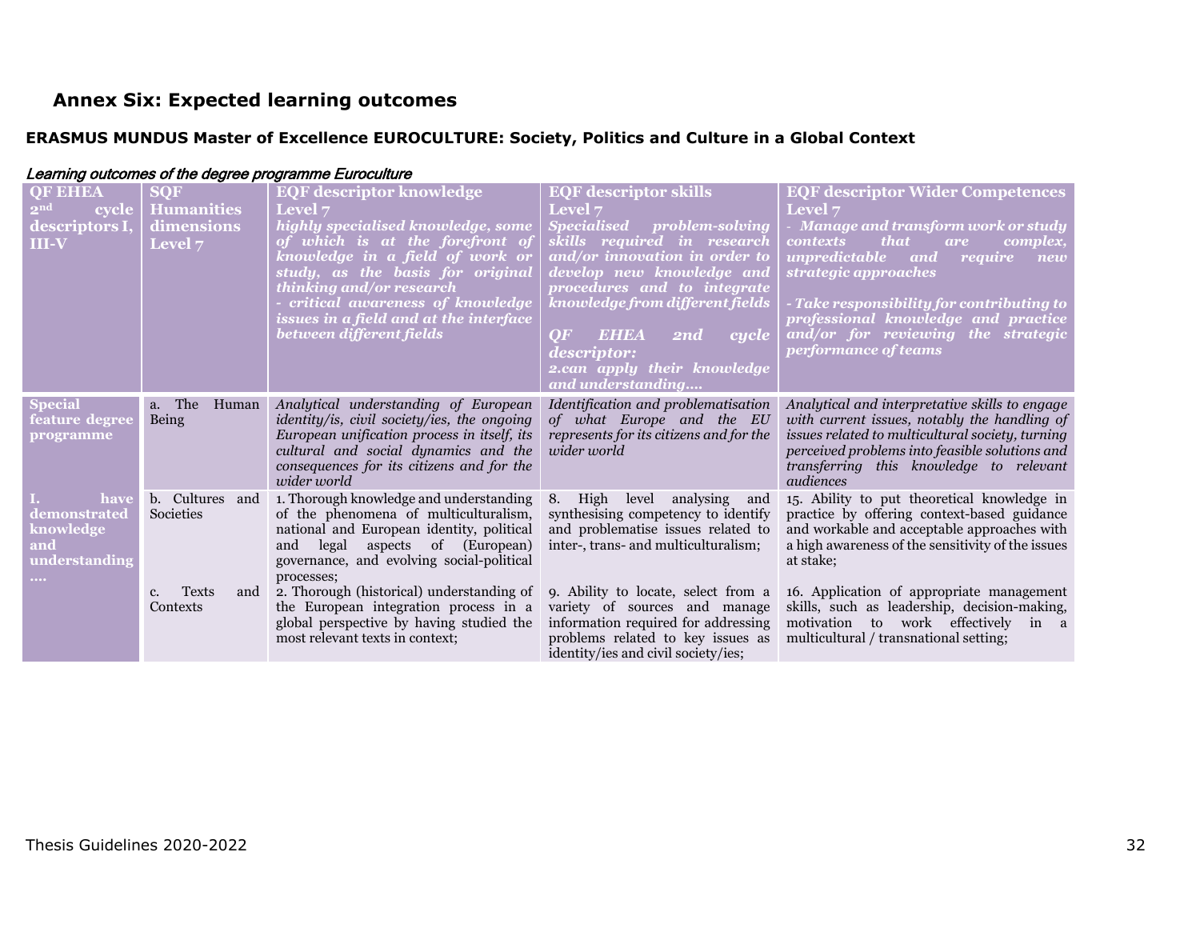## Annex Six: Expected learning outcomes

**ERASMUS MUNDUS Master of Excellence EUROCULTURE: Society, Politics and Culture in a Global Context**

*Learning outcomes of the degree programme Euroculture*

| **QF EHEA 2nd cycle descriptors I, III-V** | **SQF Humanities dimensions Level 7** | **EQF descriptor knowledge Level 7** *highly specialised knowledge, some of which is at the forefront of knowledge in a field of work or study, as the basis for original thinking and/or research* *- critical awareness of knowledge issues in a field and at the interface between different fields* | **EQF descriptor skills Level 7** *Specialised problem-solving skills required in research and/or innovation in order to develop new knowledge and procedures and to integrate knowledge from different fields* *QF EHEA 2nd cycle descriptor: 2.can apply their knowledge and understanding….* | **EQF descriptor Wider Competences Level 7** *- Manage and transform work or study contexts that are complex, unpredictable and require new strategic approaches* *- Take responsibility for contributing to professional knowledge and practice and/or for reviewing the strategic performance of teams* |
|---|---|---|---|---|
| **Special feature degree programme** | a. The Human Being | *Analytical understanding of European identity/is, civil society/ies, the ongoing European unification process in itself, its cultural and social dynamics and the consequences for its citizens and for the wider world* | *Identification and problematisation of what Europe and the EU represents for its citizens and for the wider world* | *Analytical and interpretative skills to engage with current issues, notably the handling of issues related to multicultural society, turning perceived problems into feasible solutions and transferring this knowledge to relevant audiences* |
| **I. have demonstrated knowledge and understanding ….** | b. Cultures and Societies | 1. Thorough knowledge and understanding of the phenomena of multiculturalism, national and European identity, political and legal aspects of (European) governance, and evolving social-political processes; | 8. High level analysing and synthesising competency to identify and problematise issues related to inter-, trans- and multiculturalism; | 15. Ability to put theoretical knowledge in practice by offering context-based guidance and workable and acceptable approaches with a high awareness of the sensitivity of the issues at stake; |
| | c. Texts and Contexts | 2. Thorough (historical) understanding of the European integration process in a global perspective by having studied the most relevant texts in context; | 9. Ability to locate, select from a variety of sources and manage information required for addressing problems related to key issues as identity/ies and civil society/ies; | 16. Application of appropriate management skills, such as leadership, decision-making, motivation to work effectively in a multicultural / transnational setting; |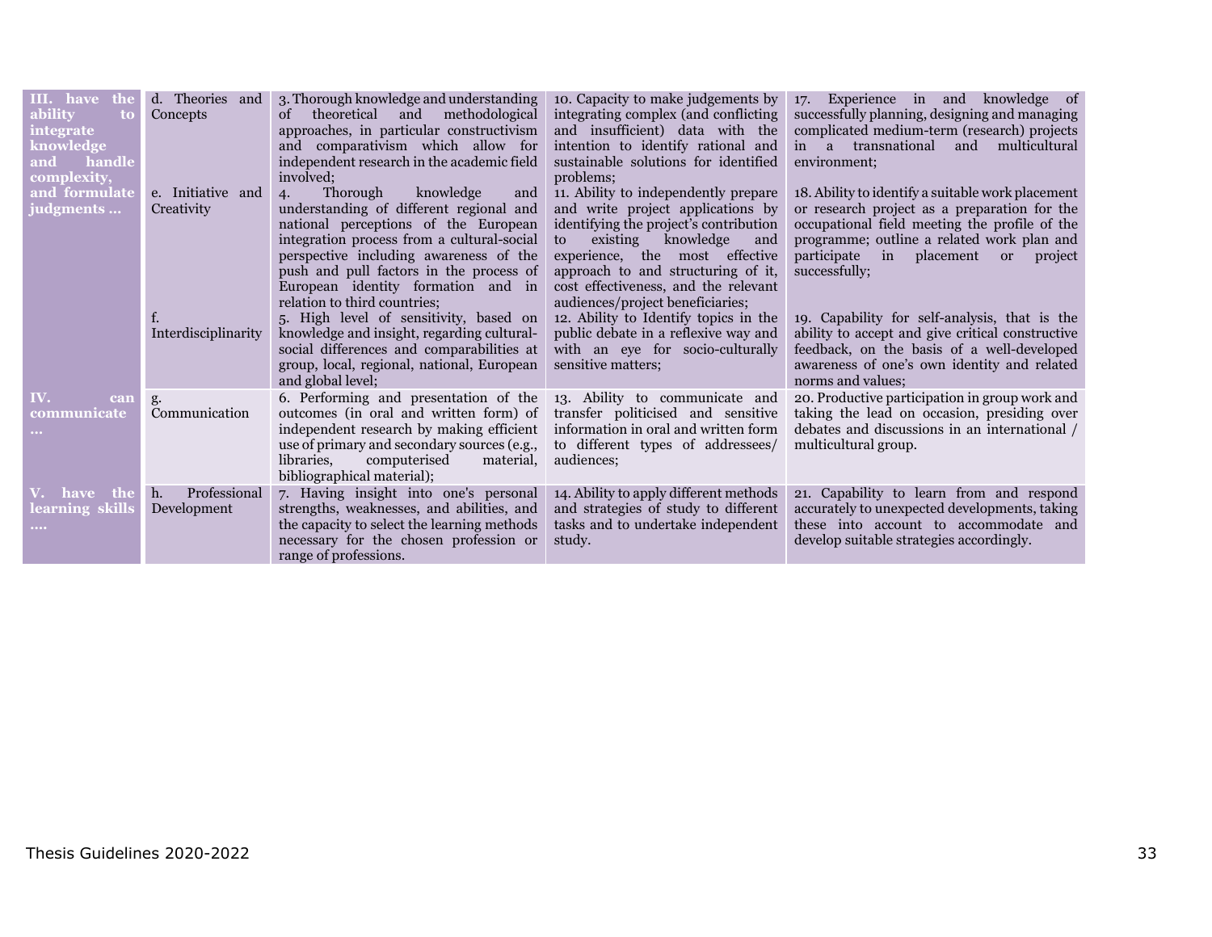| | | | | |
|---|---|---|---|---|
| **III. have the ability to integrate knowledge and handle complexity, and formulate judgments …** | d. Theories and Concepts | 3. Thorough knowledge and understanding of theoretical and methodological approaches, in particular constructivism and comparativism which allow for independent research in the academic field involved; | 10. Capacity to make judgements by integrating complex (and conflicting and insufficient) data with the intention to identify rational and sustainable solutions for identified problems; | 17. Experience in and knowledge of successfully planning, designing and managing complicated medium-term (research) projects in a transnational and multicultural environment; |
| | e. Initiative and Creativity | 4. Thorough knowledge and understanding of different regional and national perceptions of the European integration process from a cultural-social perspective including awareness of the push and pull factors in the process of European identity formation and in relation to third countries; | 11. Ability to independently prepare and write project applications by identifying the project's contribution to existing knowledge and experience, the most effective approach to and structuring of it, cost effectiveness, and the relevant audiences/project beneficiaries; | 18. Ability to identify a suitable work placement or research project as a preparation for the occupational field meeting the profile of the programme; outline a related work plan and participate in placement or project successfully; |
| | f. Interdisciplinarity | 5. High level of sensitivity, based on knowledge and insight, regarding cultural-social differences and comparabilities at group, local, regional, national, European and global level; | 12. Ability to Identify topics in the public debate in a reflexive way and with an eye for socio-culturally sensitive matters; | 19. Capability for self-analysis, that is the ability to accept and give critical constructive feedback, on the basis of a well-developed awareness of one's own identity and related norms and values; |
| **IV. can communicate …** | g. Communication | 6. Performing and presentation of the outcomes (in oral and written form) of independent research by making efficient use of primary and secondary sources (e.g., libraries, computerised material, bibliographical material); | 13. Ability to communicate and transfer politicised and sensitive information in oral and written form to different types of addressees/ audiences; | 20. Productive participation in group work and taking the lead on occasion, presiding over debates and discussions in an international / multicultural group. |
| **V. have the learning skills ….** | h. Professional Development | 7. Having insight into one's personal strengths, weaknesses, and abilities, and the capacity to select the learning methods necessary for the chosen profession or range of professions. | 14. Ability to apply different methods and strategies of study to different tasks and to undertake independent study. | 21. Capability to learn from and respond accurately to unexpected developments, taking these into account to accommodate and develop suitable strategies accordingly. |